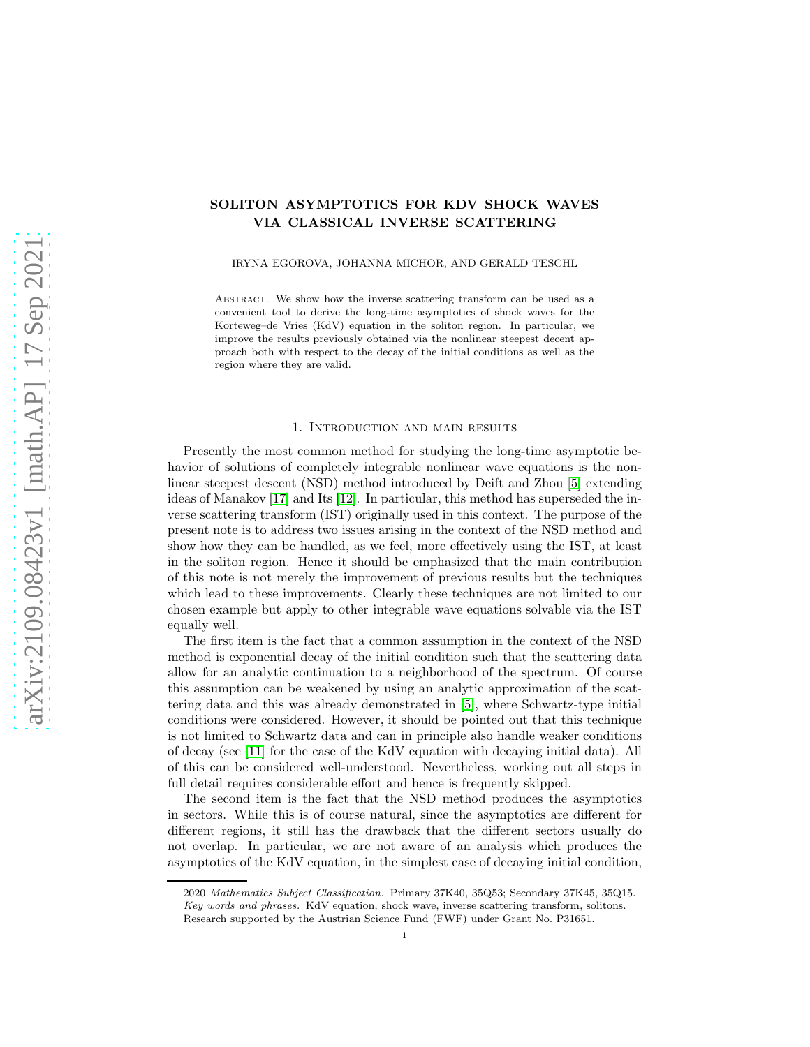# SOLITON ASYMPTOTICS FOR KDV SHOCK WAVES VIA CLASSICAL INVERSE SCATTERING

IRYNA EGOROVA, JOHANNA MICHOR, AND GERALD TESCHL

Abstract. We show how the inverse scattering transform can be used as a convenient tool to derive the long-time asymptotics of shock waves for the Korteweg–de Vries (KdV) equation in the soliton region. In particular, we improve the results previously obtained via the nonlinear steepest decent approach both with respect to the decay of the initial conditions as well as the region where they are valid.

## 1. Introduction and main results

Presently the most common method for studying the long-time asymptotic behavior of solutions of completely integrable nonlinear wave equations is the nonlinear steepest descent (NSD) method introduced by Deift and Zhou [5] extending ideas of Manakov [17] and Its [12]. In particular, this method has superseded the inverse scattering transform (IST) originally used in this context. The purpose of the present note is to address two issues arising in the context of the NSD method and show how they can be handled, as we feel, more effectively using the IST, at least in the soliton region. Hence it should be emphasized that the main contribution of this note is not merely the improvement of previous results but the techniques which lead to these improvements. Clearly these techniques are not limited to our chosen example but apply to other integrable wave equations solvable via the IST equally well.

The first item is the fact that a common assumption in the context of the NSD method is exponential decay of the initial condition such that the scattering data allow for an analytic continuation to a neighborhood of the spectrum. Of course this assumption can be weakened by using an analytic approximation of the scattering data and this was already demonstrated in [5], where Schwartz-type initial conditions were considered. However, it should be pointed out that this technique is not limited to Schwartz data and can in principle also handle weaker conditions of decay (see [11] for the case of the KdV equation with decaying initial data). All of this can be considered well-understood. Nevertheless, working out all steps in full detail requires considerable effort and hence is frequently skipped.

The second item is the fact that the NSD method produces the asymptotics in sectors. While this is of course natural, since the asymptotics are different for different regions, it still has the drawback that the different sectors usually do not overlap. In particular, we are not aware of an analysis which produces the asymptotics of the KdV equation, in the simplest case of decaying initial condition,

2020 *Mathematics Subject Classification.* Primary 37K40, 35Q53; Secondary 37K45, 35Q15.

*Key words and phrases.* KdV equation, shock wave, inverse scattering transform, solitons.

Research supported by the Austrian Science Fund (FWF) under Grant No. P31651.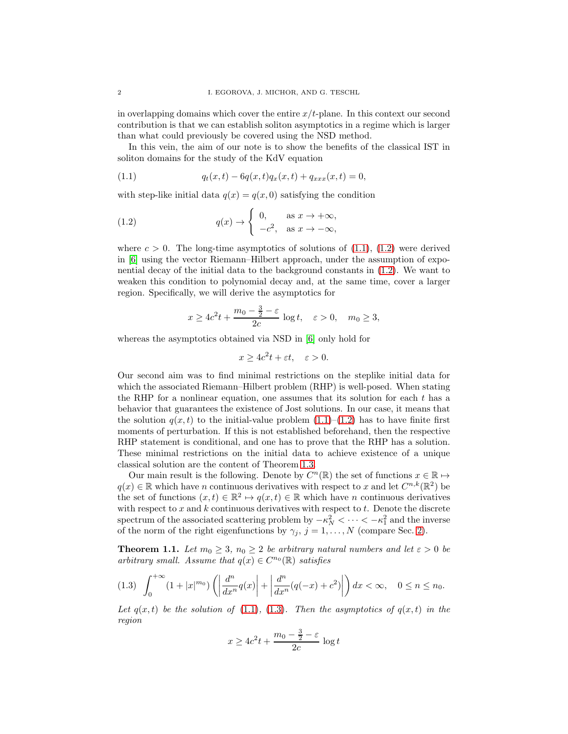in overlapping domains which cover the entire $x/t$-plane. In this context our second contribution is that we can establish soliton asymptotics in a regime which is larger than what could previously be covered using the NSD method.

In this vein, the aim of our note is to show the benefits of the classical IST in soliton domains for the study of the KdV equation

$$q_t(x,t) - 6q(x,t)q_x(x,t) + q_{xxx}(x,t) = 0, \tag{1.1}$$

with step-like initial data $q(x) = q(x,0)$ satisfying the condition

$$q(x) \to \begin{cases} 0, & \text{as } x \to +\infty, \\ -c^2, & \text{as } x \to -\infty, \end{cases} \tag{1.2}$$

where $c > 0$. The long-time asymptotics of solutions of (1.1), (1.2) were derived in [6] using the vector Riemann–Hilbert approach, under the assumption of exponential decay of the initial data to the background constants in (1.2). We want to weaken this condition to polynomial decay and, at the same time, cover a larger region. Specifically, we will derive the asymptotics for

$$x \geq 4c^2 t + \frac{m_0 - \frac{3}{2} - \varepsilon}{2c} \log t, \quad \varepsilon > 0, \quad m_0 \geq 3,$$

whereas the asymptotics obtained via NSD in [6] only hold for

$$x \geq 4c^2 t + \varepsilon t, \quad \varepsilon > 0.$$

Our second aim was to find minimal restrictions on the steplike initial data for which the associated Riemann–Hilbert problem (RHP) is well-posed. When stating the RHP for a nonlinear equation, one assumes that its solution for each $t$ has a behavior that guarantees the existence of Jost solutions. In our case, it means that the solution $q(x,t)$ to the initial-value problem (1.1)–(1.2) has to have finite first moments of perturbation. If this is not established beforehand, then the respective RHP statement is conditional, and one has to prove that the RHP has a solution. These minimal restrictions on the initial data to achieve existence of a unique classical solution are the content of Theorem 1.3.

Our main result is the following. Denote by $C^n(\mathbb{R})$ the set of functions $x \in \mathbb{R} \mapsto q(x) \in \mathbb{R}$ which have $n$ continuous derivatives with respect to $x$ and let $C^{n,k}(\mathbb{R}^2)$ be the set of functions $(x,t) \in \mathbb{R}^2 \mapsto q(x,t) \in \mathbb{R}$ which have $n$ continuous derivatives with respect to $x$ and $k$ continuous derivatives with respect to $t$. Denote the discrete spectrum of the associated scattering problem by $-\kappa_N^2 < \cdots < -\kappa_1^2$ and the inverse of the norm of the right eigenfunctions by $\gamma_j$, $j = 1, \dots, N$ (compare Sec. 2).

**Theorem 1.1.** *Let $m_0 \geq 3$, $n_0 \geq 2$ be arbitrary natural numbers and let $\varepsilon > 0$ be arbitrary small. Assume that $q(x) \in C^{n_0}(\mathbb{R})$ satisfies*

$$\int_0^{+\infty} (1 + |x|^{m_0}) \left( \left| \frac{d^n}{dx^n} q(x) \right| + \left| \frac{d^n}{dx^n} (q(-x) + c^2) \right| \right) dx < \infty, \quad 0 \leq n \leq n_0. \tag{1.3}$$

*Let $q(x,t)$ be the solution of (1.1), (1.3). Then the asymptotics of $q(x,t)$ in the region*

$$x \geq 4c^2 t + \frac{m_0 - \frac{3}{2} - \varepsilon}{2c} \log t$$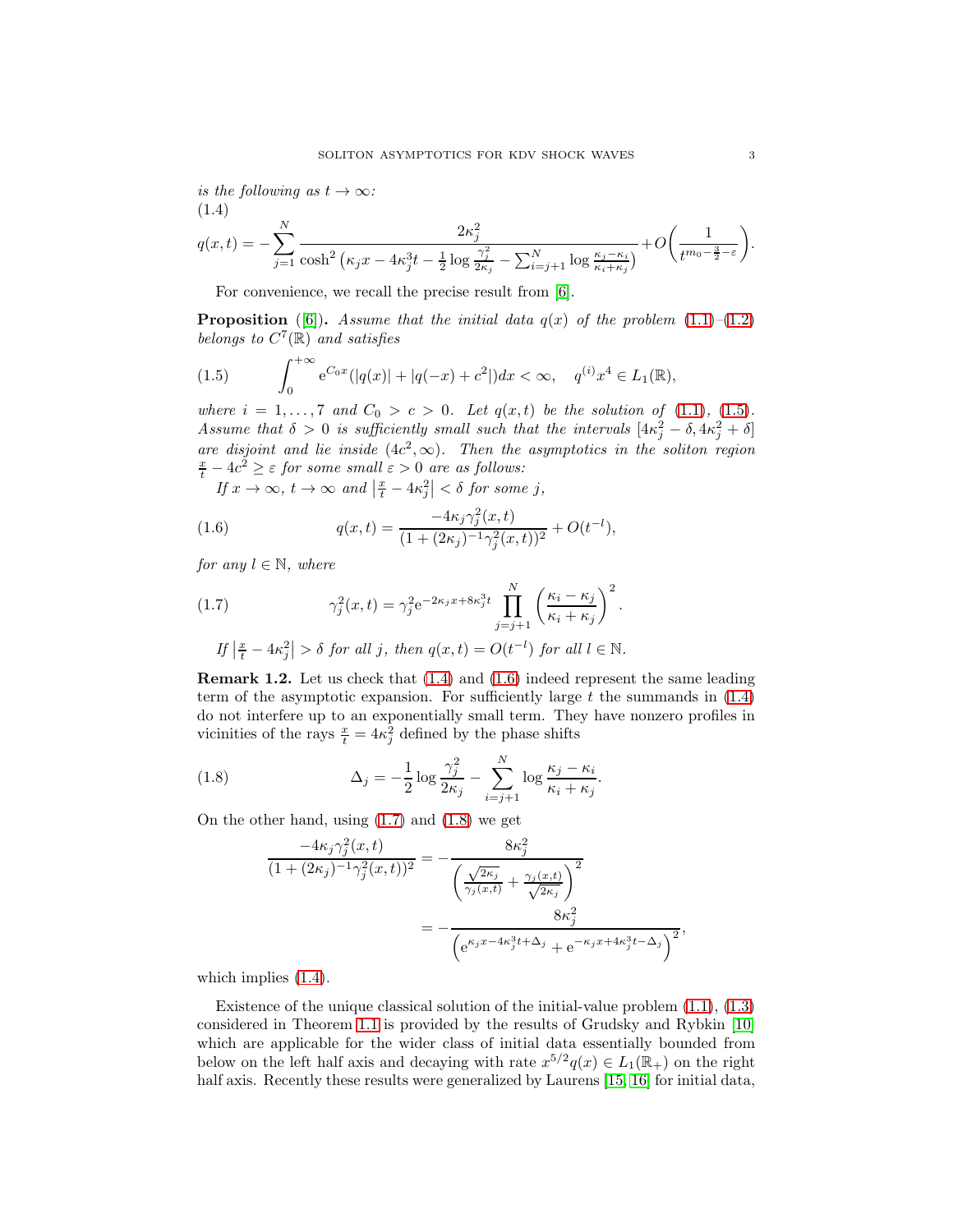*is the following as $t \to \infty$:*

$$q(x,t) = -\sum_{j=1}^{N} \frac{2\kappa_j^2}{\cosh^2\left(\kappa_j x - 4\kappa_j^3 t - \frac{1}{2}\log\frac{\gamma_j^2}{2\kappa_j} - \sum_{i=j+1}^{N}\log\frac{\kappa_j - \kappa_i}{\kappa_i + \kappa_j}\right)} + O\left(\frac{1}{t^{m_0 - \frac{3}{2} - \varepsilon}}\right). \tag{1.4}$$

For convenience, we recall the precise result from [6].

**Proposition** ([6])**.** *Assume that the initial data $q(x)$ of the problem (1.1)–(1.2) belongs to $C^7(\mathbb{R})$ and satisfies*

$$\int_0^{+\infty} \mathrm{e}^{C_0 x}(|q(x)| + |q(-x) + c^2|)dx < \infty, \quad q^{(i)}x^4 \in L_1(\mathbb{R}), \tag{1.5}$$

*where $i = 1, \dots, 7$ and $C_0 > c > 0$. Let $q(x,t)$ be the solution of (1.1), (1.5). Assume that $\delta > 0$ is sufficiently small such that the intervals $[4\kappa_j^2 - \delta, 4\kappa_j^2 + \delta]$ are disjoint and lie inside $(4c^2, \infty)$. Then the asymptotics in the soliton region $\frac{x}{t} - 4c^2 \geq \varepsilon$ for some small $\varepsilon > 0$ are as follows:*

*If $x \to \infty$, $t \to \infty$ and $\left|\frac{x}{t} - 4\kappa_j^2\right| < \delta$ for some $j$,*

$$q(x,t) = \frac{-4\kappa_j\gamma_j^2(x,t)}{(1 + (2\kappa_j)^{-1}\gamma_j^2(x,t))^2} + O(t^{-l}), \tag{1.6}$$

*for any $l \in \mathbb{N}$, where*

$$\gamma_j^2(x,t) = \gamma_j^2 \mathrm{e}^{-2\kappa_j x + 8\kappa_j^3 t} \prod_{j=j+1}^{N} \left(\frac{\kappa_i - \kappa_j}{\kappa_i + \kappa_j}\right)^2. \tag{1.7}$$

*If $\left|\frac{x}{t} - 4\kappa_j^2\right| > \delta$ for all $j$, then $q(x,t) = O(t^{-l})$ for all $l \in \mathbb{N}$.*

**Remark 1.2.** Let us check that (1.4) and (1.6) indeed represent the same leading term of the asymptotic expansion. For sufficiently large $t$ the summands in (1.4) do not interfere up to an exponentially small term. They have nonzero profiles in vicinities of the rays $\frac{x}{t} = 4\kappa_j^2$ defined by the phase shifts

$$\Delta_j = -\frac{1}{2}\log\frac{\gamma_j^2}{2\kappa_j} - \sum_{i=j+1}^{N}\log\frac{\kappa_j - \kappa_i}{\kappa_i + \kappa_j}. \tag{1.8}$$

On the other hand, using (1.7) and (1.8) we get

$$\begin{aligned}
\frac{-4\kappa_j\gamma_j^2(x,t)}{(1 + (2\kappa_j)^{-1}\gamma_j^2(x,t))^2} &= -\frac{8\kappa_j^2}{\left(\frac{\sqrt{2\kappa_j}}{\gamma_j(x,t)} + \frac{\gamma_j(x,t)}{\sqrt{2\kappa_j}}\right)^2} \\
&= -\frac{8\kappa_j^2}{\left(\mathrm{e}^{\kappa_j x - 4\kappa_j^3 t + \Delta_j} + \mathrm{e}^{-\kappa_j x + 4\kappa_j^3 t - \Delta_j}\right)^2},
\end{aligned}$$

which implies (1.4).

Existence of the unique classical solution of the initial-value problem (1.1), (1.3) considered in Theorem 1.1 is provided by the results of Grudsky and Rybkin [10] which are applicable for the wider class of initial data essentially bounded from below on the left half axis and decaying with rate $x^{5/2}q(x) \in L_1(\mathbb{R}_+)$ on the right half axis. Recently these results were generalized by Laurens [15, 16] for initial data,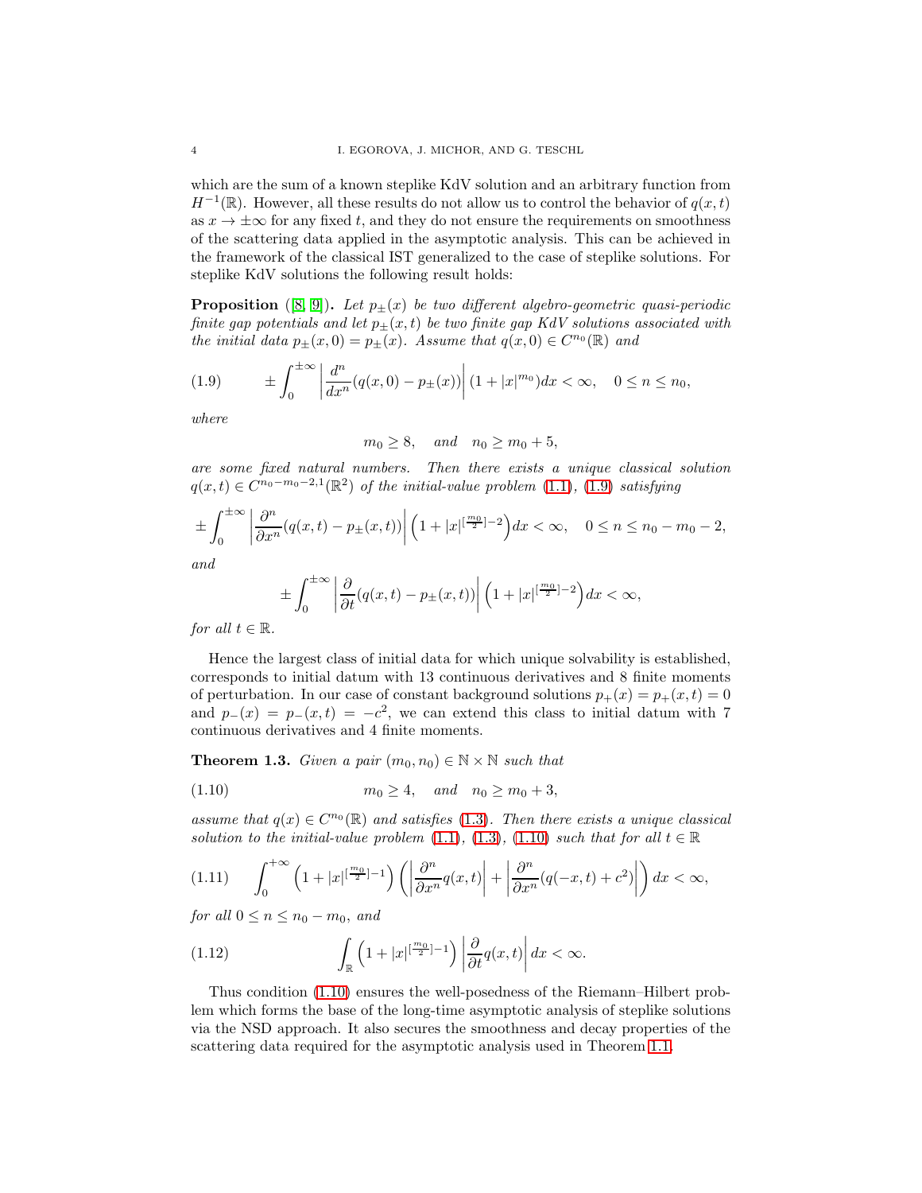which are the sum of a known steplike KdV solution and an arbitrary function from $H^{-1}(\mathbb{R})$. However, all these results do not allow us to control the behavior of $q(x,t)$ as $x \to \pm\infty$ for any fixed $t$, and they do not ensure the requirements on smoothness of the scattering data applied in the asymptotic analysis. This can be achieved in the framework of the classical IST generalized to the case of steplike solutions. For steplike KdV solutions the following result holds:

**Proposition** ([8, 9]). *Let $p_\pm(x)$ be two different algebro-geometric quasi-periodic finite gap potentials and let $p_\pm(x,t)$ be two finite gap KdV solutions associated with the initial data $p_\pm(x,0) = p_\pm(x)$. Assume that $q(x,0) \in C^{n_0}(\mathbb{R})$ and*

$$\pm \int_0^{\pm\infty} \left| \frac{d^n}{dx^n}(q(x,0) - p_\pm(x)) \right| (1 + |x|^{m_0}) dx < \infty, \quad 0 \le n \le n_0, \tag{1.9}$$

*where*

$$m_0 \ge 8, \quad \text{and} \quad n_0 \ge m_0 + 5,$$

*are some fixed natural numbers. Then there exists a unique classical solution $q(x,t) \in C^{n_0 - m_0 - 2, 1}(\mathbb{R}^2)$ of the initial-value problem (1.1), (1.9) satisfying*

$$\pm \int_0^{\pm\infty} \left| \frac{\partial^n}{\partial x^n}(q(x,t) - p_\pm(x,t)) \right| \left(1 + |x|^{[\frac{m_0}{2}]-2}\right) dx < \infty, \quad 0 \le n \le n_0 - m_0 - 2,$$

*and*

$$\pm \int_0^{\pm\infty} \left| \frac{\partial}{\partial t}(q(x,t) - p_\pm(x,t)) \right| \left(1 + |x|^{[\frac{m_0}{2}]-2}\right) dx < \infty,$$

*for all $t \in \mathbb{R}$.*

Hence the largest class of initial data for which unique solvability is established, corresponds to initial datum with 13 continuous derivatives and 8 finite moments of perturbation. In our case of constant background solutions $p_+(x) = p_+(x,t) = 0$ and $p_-(x) = p_-(x,t) = -c^2$, we can extend this class to initial datum with 7 continuous derivatives and 4 finite moments.

**Theorem 1.3.** *Given a pair $(m_0, n_0) \in \mathbb{N} \times \mathbb{N}$ such that*

$$m_0 \ge 4, \quad \text{and} \quad n_0 \ge m_0 + 3, \tag{1.10}$$

*assume that $q(x) \in C^{n_0}(\mathbb{R})$ and satisfies (1.3). Then there exists a unique classical solution to the initial-value problem (1.1), (1.3), (1.10) such that for all $t \in \mathbb{R}$*

$$\int_0^{+\infty} \left(1 + |x|^{[\frac{m_0}{2}]-1}\right) \left( \left| \frac{\partial^n}{\partial x^n} q(x,t) \right| + \left| \frac{\partial^n}{\partial x^n}(q(-x,t) + c^2) \right| \right) dx < \infty, \tag{1.11}$$

*for all $0 \le n \le n_0 - m_0$, and*

$$\int_{\mathbb{R}} \left(1 + |x|^{[\frac{m_0}{2}]-1}\right) \left| \frac{\partial}{\partial t} q(x,t) \right| dx < \infty. \tag{1.12}$$

Thus condition (1.10) ensures the well-posedness of the Riemann–Hilbert problem which forms the base of the long-time asymptotic analysis of steplike solutions via the NSD approach. It also secures the smoothness and decay properties of the scattering data required for the asymptotic analysis used in Theorem 1.1.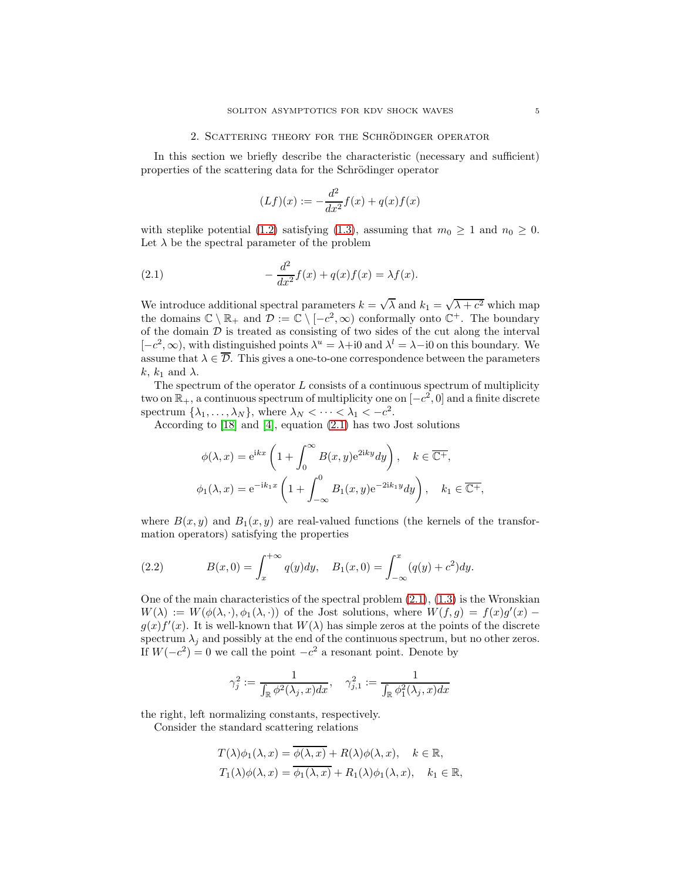## 2. Scattering theory for the Schrödinger operator

In this section we briefly describe the characteristic (necessary and sufficient) properties of the scattering data for the Schrödinger operator

$$(Lf)(x) := -\frac{d^2}{dx^2}f(x) + q(x)f(x)$$

with steplike potential (1.2) satisfying (1.3), assuming that $m_0 \ge 1$ and $n_0 \ge 0$. Let $\lambda$ be the spectral parameter of the problem

$$-\frac{d^2}{dx^2}f(x) + q(x)f(x) = \lambda f(x). \tag{2.1}$$

We introduce additional spectral parameters $k = \sqrt{\lambda}$ and $k_1 = \sqrt{\lambda + c^2}$ which map the domains $\mathbb{C} \setminus \mathbb{R}_+$ and $\mathcal{D} := \mathbb{C} \setminus [-c^2, \infty)$ conformally onto $\mathbb{C}^+$. The boundary of the domain $\mathcal{D}$ is treated as consisting of two sides of the cut along the interval $[-c^2, \infty)$, with distinguished points $\lambda^u = \lambda + \mathrm{i}0$ and $\lambda^l = \lambda - \mathrm{i}0$ on this boundary. We assume that $\lambda \in \overline{\mathcal{D}}$. This gives a one-to-one correspondence between the parameters $k$, $k_1$ and $\lambda$.

The spectrum of the operator $L$ consists of a continuous spectrum of multiplicity two on $\mathbb{R}_+$, a continuous spectrum of multiplicity one on $[-c^2, 0]$ and a finite discrete spectrum $\{\lambda_1, \dots, \lambda_N\}$, where $\lambda_N < \dots < \lambda_1 < -c^2$.

According to [18] and [4], equation (2.1) has two Jost solutions

$$\phi(\lambda, x) = \mathrm{e}^{\mathrm{i}kx}\left(1 + \int_0^\infty B(x,y)\mathrm{e}^{2\mathrm{i}ky}dy\right), \quad k \in \overline{\mathbb{C}^+},$$

$$\phi_1(\lambda, x) = \mathrm{e}^{-\mathrm{i}k_1 x}\left(1 + \int_{-\infty}^0 B_1(x,y)\mathrm{e}^{-2\mathrm{i}k_1 y}dy\right), \quad k_1 \in \overline{\mathbb{C}^+},$$

where $B(x,y)$ and $B_1(x,y)$ are real-valued functions (the kernels of the transformation operators) satisfying the properties

$$B(x,0) = \int_x^{+\infty} q(y)dy, \quad B_1(x,0) = \int_{-\infty}^x (q(y) + c^2)dy. \tag{2.2}$$

One of the main characteristics of the spectral problem (2.1), (1.3) is the Wronskian $W(\lambda) := W(\phi(\lambda,\cdot), \phi_1(\lambda,\cdot))$ of the Jost solutions, where $W(f,g) = f(x)g'(x) - g(x)f'(x)$. It is well-known that $W(\lambda)$ has simple zeros at the points of the discrete spectrum $\lambda_j$ and possibly at the end of the continuous spectrum, but no other zeros. If $W(-c^2) = 0$ we call the point $-c^2$ a resonant point. Denote by

$$\gamma_j^2 := \frac{1}{\int_{\mathbb{R}} \phi^2(\lambda_j, x)dx}, \quad \gamma_{j,1}^2 := \frac{1}{\int_{\mathbb{R}} \phi_1^2(\lambda_j, x)dx}$$

the right, left normalizing constants, respectively.

Consider the standard scattering relations

$$T(\lambda)\phi_1(\lambda, x) = \overline{\phi(\lambda, x)} + R(\lambda)\phi(\lambda, x), \quad k \in \mathbb{R},$$

$$T_1(\lambda)\phi(\lambda, x) = \overline{\phi_1(\lambda, x)} + R_1(\lambda)\phi_1(\lambda, x), \quad k_1 \in \mathbb{R},$$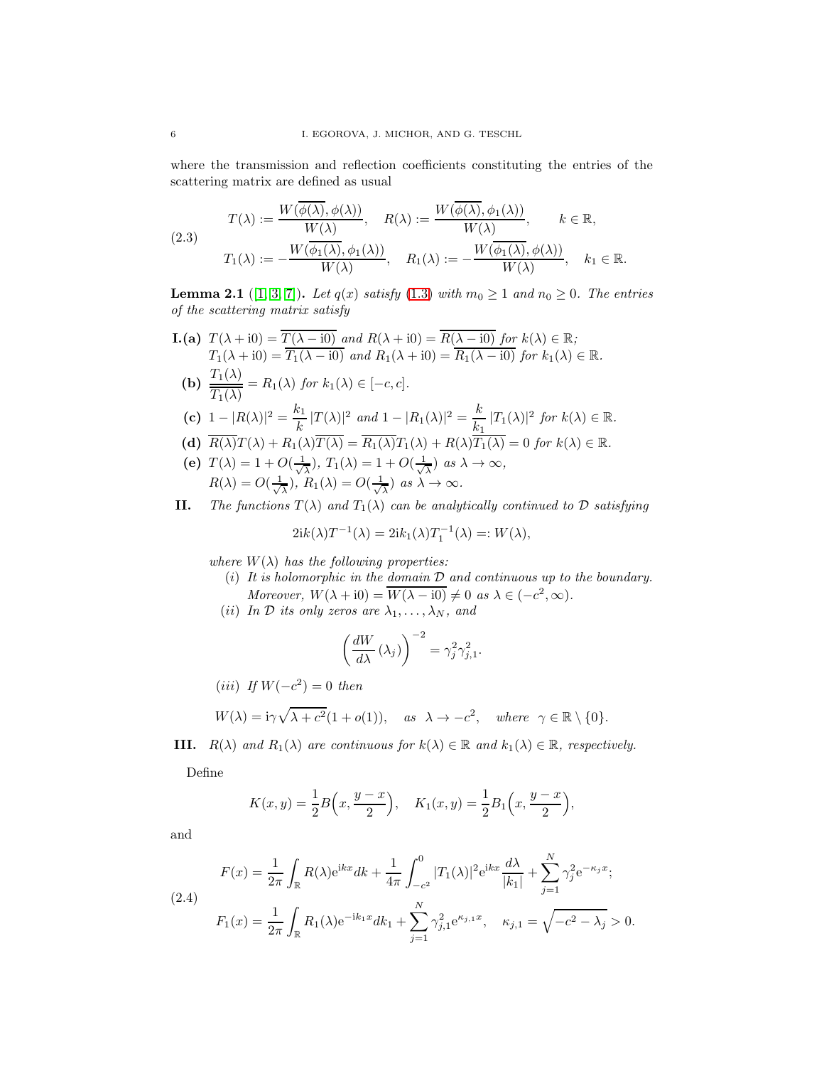where the transmission and reflection coefficients constituting the entries of the scattering matrix are defined as usual

$$
\begin{aligned}
T(\lambda) &:= \frac{W(\overline{\phi(\lambda)}, \phi(\lambda))}{W(\lambda)}, \quad R(\lambda) := \frac{W(\overline{\phi(\lambda)}, \phi_1(\lambda))}{W(\lambda)}, \qquad k \in \mathbb{R}, \\
T_1(\lambda) &:= -\frac{W(\overline{\phi_1(\lambda)}, \phi_1(\lambda))}{W(\lambda)}, \quad R_1(\lambda) := -\frac{W(\overline{\phi_1(\lambda)}, \phi(\lambda))}{W(\lambda)}, \quad k_1 \in \mathbb{R}.
\end{aligned} \tag{2.3}
$$

**Lemma 2.1** ([1, 3, 7]). *Let $q(x)$ satisfy (1.3) with $m_0 \geq 1$ and $n_0 \geq 0$. The entries of the scattering matrix satisfy*

- **I.(a)** $T(\lambda + \mathrm{i}0) = \overline{T(\lambda - \mathrm{i}0)}$ *and* $R(\lambda + \mathrm{i}0) = \overline{R(\lambda - \mathrm{i}0)}$ *for* $k(\lambda) \in \mathbb{R}$*;*
  $T_1(\lambda + \mathrm{i}0) = \overline{T_1(\lambda - \mathrm{i}0)}$ *and* $R_1(\lambda + \mathrm{i}0) = \overline{R_1(\lambda - \mathrm{i}0)}$ *for* $k_1(\lambda) \in \mathbb{R}$.
- **(b)** $\dfrac{T_1(\lambda)}{\overline{T_1(\lambda)}} = R_1(\lambda)$ *for* $k_1(\lambda) \in [-c, c]$.
- **(c)** $1 - |R(\lambda)|^2 = \dfrac{k_1}{k}\,|T(\lambda)|^2$ *and* $1 - |R_1(\lambda)|^2 = \dfrac{k}{k_1}\,|T_1(\lambda)|^2$ *for* $k(\lambda) \in \mathbb{R}$.
- **(d)** $\overline{R(\lambda)}T(\lambda) + R_1(\lambda)\overline{T(\lambda)} = \overline{R_1(\lambda)}T_1(\lambda) + R(\lambda)\overline{T_1(\lambda)} = 0$ *for* $k(\lambda) \in \mathbb{R}$.
- **(e)** $T(\lambda) = 1 + O(\frac{1}{\sqrt{\lambda}})$, $T_1(\lambda) = 1 + O(\frac{1}{\sqrt{\lambda}})$ *as* $\lambda \to \infty$,
  $R(\lambda) = O(\frac{1}{\sqrt{\lambda}})$, $R_1(\lambda) = O(\frac{1}{\sqrt{\lambda}})$ *as* $\lambda \to \infty$.

**II.** *The functions $T(\lambda)$ and $T_1(\lambda)$ can be analytically continued to $\mathcal{D}$ satisfying*

$$
2\mathrm{i}k(\lambda)T^{-1}(\lambda) = 2\mathrm{i}k_1(\lambda)T_1^{-1}(\lambda) =: W(\lambda),
$$

*where $W(\lambda)$ has the following properties:*

- $(i)$ *It is holomorphic in the domain $\mathcal{D}$ and continuous up to the boundary. Moreover,* $W(\lambda + \mathrm{i}0) = \overline{W(\lambda - \mathrm{i}0)} \neq 0$ *as* $\lambda \in (-c^2, \infty)$.
- $(ii)$ *In $\mathcal{D}$ its only zeros are $\lambda_1, \dots, \lambda_N$, and*

$$
\left(\frac{dW}{d\lambda}(\lambda_j)\right)^{-2} = \gamma_j^2 \gamma_{j,1}^2.
$$

- $(iii)$ *If $W(-c^2) = 0$ then*

$$
W(\lambda) = \mathrm{i}\gamma\sqrt{\lambda + c^2}(1 + o(1)), \quad \text{as} \ \ \lambda \to -c^2, \quad \text{where} \ \ \gamma \in \mathbb{R} \setminus \{0\}.
$$

**III.** *$R(\lambda)$ and $R_1(\lambda)$ are continuous for $k(\lambda) \in \mathbb{R}$ and $k_1(\lambda) \in \mathbb{R}$, respectively.*

Define

$$
K(x, y) = \frac{1}{2}B\Big(x, \frac{y - x}{2}\Big), \quad K_1(x, y) = \frac{1}{2}B_1\Big(x, \frac{y - x}{2}\Big),
$$

and

$$
\begin{aligned}
F(x) &= \frac{1}{2\pi}\int_{\mathbb{R}} R(\lambda)\mathrm{e}^{\mathrm{i}kx}dk + \frac{1}{4\pi}\int_{-c^2}^{0} |T_1(\lambda)|^2 \mathrm{e}^{\mathrm{i}kx}\frac{d\lambda}{|k_1|} + \sum_{j=1}^{N}\gamma_j^2 \mathrm{e}^{-\kappa_j x}; \\
F_1(x) &= \frac{1}{2\pi}\int_{\mathbb{R}} R_1(\lambda)\mathrm{e}^{-\mathrm{i}k_1 x}dk_1 + \sum_{j=1}^{N}\gamma_{j,1}^2 \mathrm{e}^{\kappa_{j,1}x}, \quad \kappa_{j,1} = \sqrt{-c^2 - \lambda_j} > 0.
\end{aligned} \tag{2.4}
$$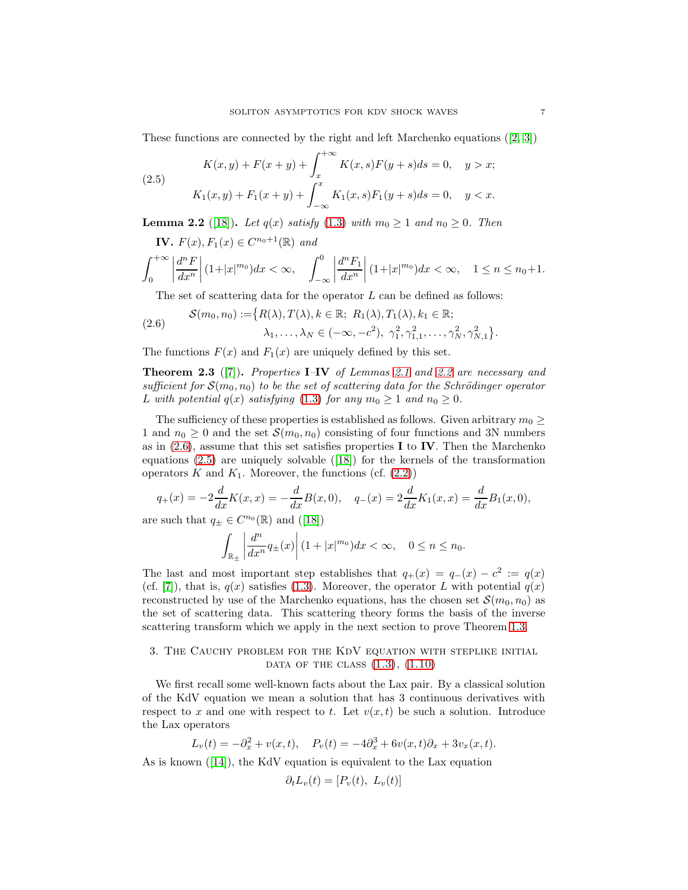These functions are connected by the right and left Marchenko equations ([2, 3])

$$
\begin{aligned}
&K(x,y) + F(x+y) + \int_x^{+\infty} K(x,s)F(y+s)ds = 0, \quad y > x; \\
&K_1(x,y) + F_1(x+y) + \int_{-\infty}^{x} K_1(x,s)F_1(y+s)ds = 0, \quad y < x.
\end{aligned} \tag{2.5}
$$

**Lemma 2.2** ([18]). *Let $q(x)$ satisfy (1.3) with $m_0 \geq 1$ and $n_0 \geq 0$. Then*

**IV.** $F(x), F_1(x) \in C^{n_0+1}(\mathbb{R})$ *and*

$$
\int_0^{+\infty} \left| \frac{d^n F}{dx^n} \right| (1+|x|^{m_0}) dx < \infty, \quad \int_{-\infty}^{0} \left| \frac{d^n F_1}{dx^n} \right| (1+|x|^{m_0}) dx < \infty, \quad 1 \leq n \leq n_0+1.
$$

The set of scattering data for the operator $L$ can be defined as follows:

$$
\begin{aligned}
\mathcal{S}(m_0, n_0) := \big\{ &R(\lambda), T(\lambda), k \in \mathbb{R};\ R_1(\lambda), T_1(\lambda), k_1 \in \mathbb{R}; \\
&\lambda_1, \dots, \lambda_N \in (-\infty, -c^2),\ \gamma_1^2, \gamma_{1,1}^2, \dots, \gamma_N^2, \gamma_{N,1}^2 \big\}.
\end{aligned} \tag{2.6}
$$

The functions $F(x)$ and $F_1(x)$ are uniquely defined by this set.

**Theorem 2.3** ([7]). *Properties* **I**–**IV** *of Lemmas 2.1 and 2.2 are necessary and sufficient for $\mathcal{S}(m_0, n_0)$ to be the set of scattering data for the Schrödinger operator $L$ with potential $q(x)$ satisfying (1.3) for any $m_0 \geq 1$ and $n_0 \geq 0$.*

The sufficiency of these properties is established as follows. Given arbitrary $m_0 \geq 1$ and $n_0 \geq 0$ and the set $\mathcal{S}(m_0, n_0)$ consisting of four functions and 3N numbers as in (2.6), assume that this set satisfies properties **I** to **IV**. Then the Marchenko equations (2.5) are uniquely solvable ([18]) for the kernels of the transformation operators $K$ and $K_1$. Moreover, the functions (cf. (2.2))

$$
q_+(x) = -2\frac{d}{dx}K(x,x) = -\frac{d}{dx}B(x,0), \quad q_-(x) = 2\frac{d}{dx}K_1(x,x) = \frac{d}{dx}B_1(x,0),
$$

are such that $q_\pm \in C^{n_0}(\mathbb{R})$ and ([18])

$$
\int_{\mathbb{R}_\pm} \left| \frac{d^n}{dx^n} q_\pm(x) \right| (1+|x|^{m_0}) dx < \infty, \quad 0 \leq n \leq n_0.
$$

The last and most important step establishes that $q_+(x) = q_-(x) - c^2 := q(x)$ (cf. [7]), that is, $q(x)$ satisfies (1.3). Moreover, the operator $L$ with potential $q(x)$ reconstructed by use of the Marchenko equations, has the chosen set $\mathcal{S}(m_0, n_0)$ as the set of scattering data. This scattering theory forms the basis of the inverse scattering transform which we apply in the next section to prove Theorem 1.3.

## 3. The Cauchy problem for the KdV equation with steplike initial data of the class (1.3), (1.10)

We first recall some well-known facts about the Lax pair. By a classical solution of the KdV equation we mean a solution that has 3 continuous derivatives with respect to $x$ and one with respect to $t$. Let $v(x,t)$ be such a solution. Introduce the Lax operators

$$
L_v(t) = -\partial_x^2 + v(x,t), \quad P_v(t) = -4\partial_x^3 + 6v(x,t)\partial_x + 3v_x(x,t).
$$

As is known ([14]), the KdV equation is equivalent to the Lax equation

$$
\partial_t L_v(t) = [P_v(t),\ L_v(t)]
$$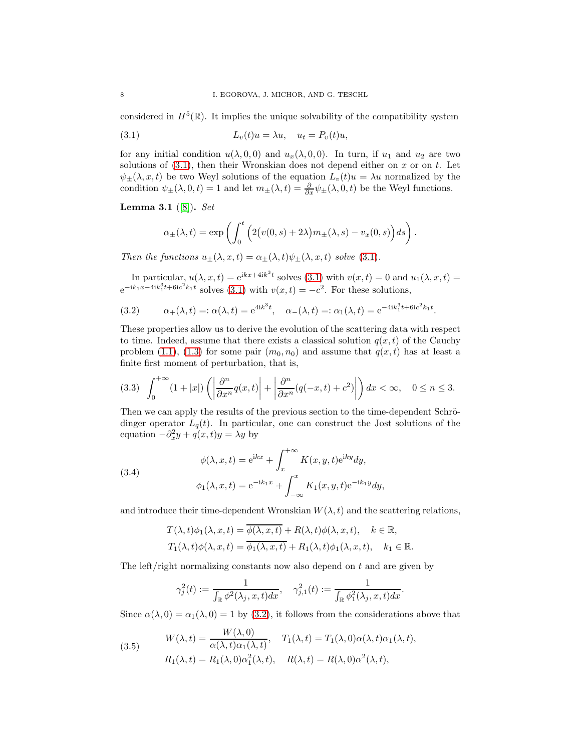considered in $H^5(\mathbb{R})$. It implies the unique solvability of the compatibility system

$$L_v(t)u = \lambda u, \quad u_t = P_v(t)u, \tag{3.1}$$

for any initial condition $u(\lambda, 0, 0)$ and $u_x(\lambda, 0, 0)$. In turn, if $u_1$ and $u_2$ are two solutions of (3.1), then their Wronskian does not depend either on $x$ or on $t$. Let $\psi_\pm(\lambda, x, t)$ be two Weyl solutions of the equation $L_v(t)u = \lambda u$ normalized by the condition $\psi_\pm(\lambda, 0, t) = 1$ and let $m_\pm(\lambda, t) = \frac{\partial}{\partial x}\psi_\pm(\lambda, 0, t)$ be the Weyl functions.

**Lemma 3.1** ([8]). *Set*

$$\alpha_\pm(\lambda, t) = \exp\left(\int_0^t \Big(2\big(v(0,s) + 2\lambda\big)m_\pm(\lambda, s) - v_x(0,s)\Big)ds\right).$$

*Then the functions $u_\pm(\lambda, x, t) = \alpha_\pm(\lambda, t)\psi_\pm(\lambda, x, t)$ solve (3.1).*

In particular, $u(\lambda, x, t) = \mathrm{e}^{\mathrm{i}kx + 4\mathrm{i}k^3 t}$ solves (3.1) with $v(x,t) = 0$ and $u_1(\lambda, x, t) = \mathrm{e}^{-\mathrm{i}k_1 x - 4\mathrm{i}k_1^3 t + 6\mathrm{i}c^2 k_1 t}$ solves (3.1) with $v(x,t) = -c^2$. For these solutions,

$$\alpha_+(\lambda, t) =: \alpha(\lambda, t) = \mathrm{e}^{4\mathrm{i}k^3 t}, \quad \alpha_-(\lambda, t) =: \alpha_1(\lambda, t) = \mathrm{e}^{-4\mathrm{i}k_1^3 t + 6\mathrm{i}c^2 k_1 t}. \tag{3.2}$$

These properties allow us to derive the evolution of the scattering data with respect to time. Indeed, assume that there exists a classical solution $q(x,t)$ of the Cauchy problem (1.1), (1.3) for some pair $(m_0, n_0)$ and assume that $q(x,t)$ has at least a finite first moment of perturbation, that is,

$$\int_0^{+\infty} (1 + |x|)\left(\left|\frac{\partial^n}{\partial x^n}q(x,t)\right| + \left|\frac{\partial^n}{\partial x^n}(q(-x,t) + c^2)\right|\right)dx < \infty, \quad 0 \le n \le 3. \tag{3.3}$$

Then we can apply the results of the previous section to the time-dependent Schrödinger operator $L_q(t)$. In particular, one can construct the Jost solutions of the equation $-\partial_x^2 y + q(x,t)y = \lambda y$ by

$$\begin{aligned}
\phi(\lambda, x, t) &= \mathrm{e}^{\mathrm{i}kx} + \int_x^{+\infty} K(x, y, t)\mathrm{e}^{\mathrm{i}ky}dy, \\
\phi_1(\lambda, x, t) &= \mathrm{e}^{-\mathrm{i}k_1 x} + \int_{-\infty}^x K_1(x, y, t)\mathrm{e}^{-\mathrm{i}k_1 y}dy,
\end{aligned} \tag{3.4}$$

and introduce their time-dependent Wronskian $W(\lambda, t)$ and the scattering relations,

$$\begin{aligned}
T(\lambda, t)\phi_1(\lambda, x, t) &= \overline{\phi(\lambda, x, t)} + R(\lambda, t)\phi(\lambda, x, t), \quad k \in \mathbb{R}, \\
T_1(\lambda, t)\phi(\lambda, x, t) &= \overline{\phi_1(\lambda, x, t)} + R_1(\lambda, t)\phi_1(\lambda, x, t), \quad k_1 \in \mathbb{R}.
\end{aligned}$$

The left/right normalizing constants now also depend on $t$ and are given by

$$\gamma_j^2(t) := \frac{1}{\int_{\mathbb{R}} \phi^2(\lambda_j, x, t)dx}, \quad \gamma_{j,1}^2(t) := \frac{1}{\int_{\mathbb{R}} \phi_1^2(\lambda_j, x, t)dx}.$$

Since $\alpha(\lambda, 0) = \alpha_1(\lambda, 0) = 1$ by (3.2), it follows from the considerations above that

$$\begin{aligned}
W(\lambda, t) &= \frac{W(\lambda, 0)}{\alpha(\lambda, t)\alpha_1(\lambda, t)}, \quad T_1(\lambda, t) = T_1(\lambda, 0)\alpha(\lambda, t)\alpha_1(\lambda, t), \\
R_1(\lambda, t) &= R_1(\lambda, 0)\alpha_1^2(\lambda, t), \quad R(\lambda, t) = R(\lambda, 0)\alpha^2(\lambda, t),
\end{aligned} \tag{3.5}$$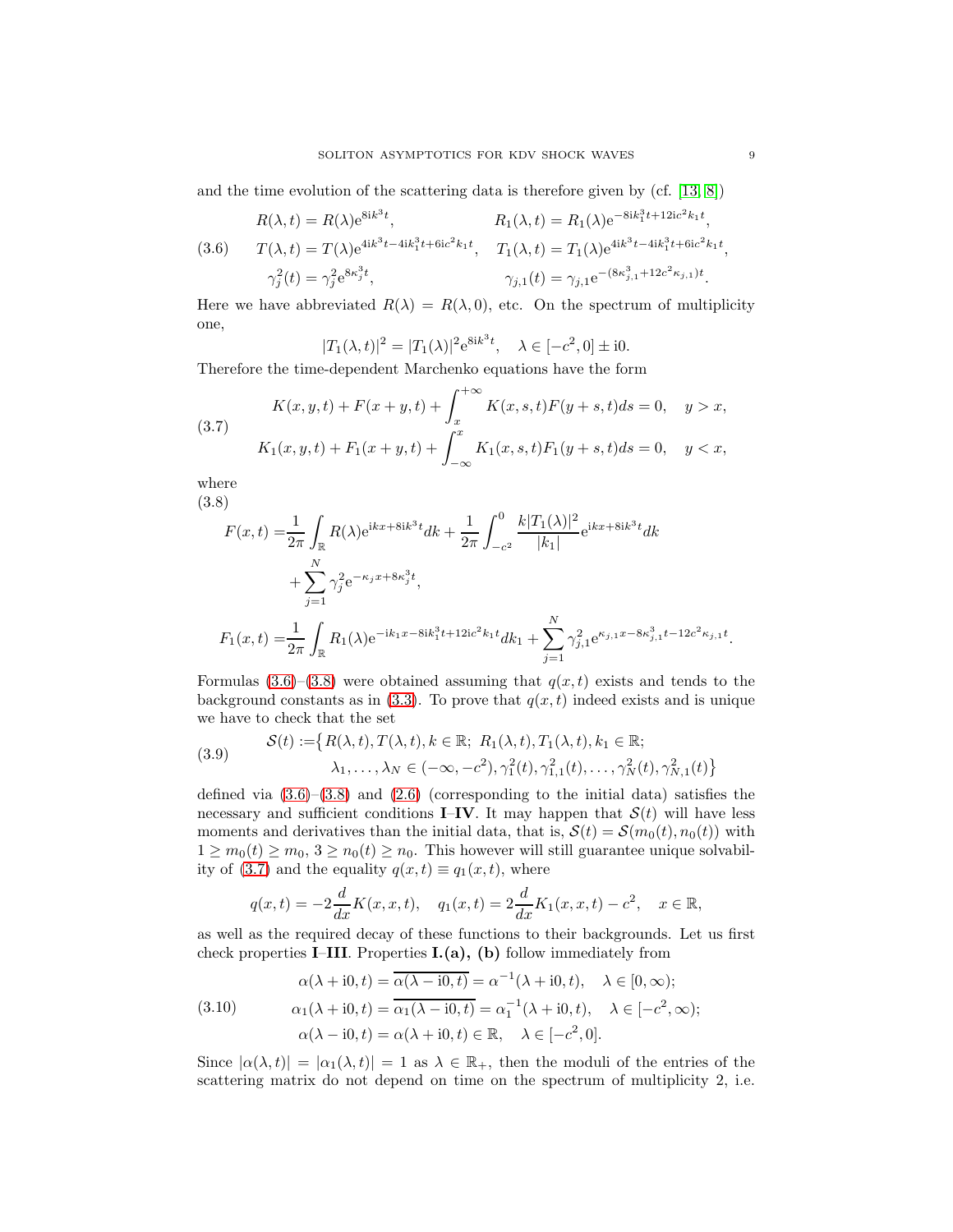and the time evolution of the scattering data is therefore given by (cf. [13, 8])

$$
\begin{aligned}
&R(\lambda,t) = R(\lambda)\mathrm{e}^{8\mathrm{i}k^3 t}, && R_1(\lambda,t) = R_1(\lambda)\mathrm{e}^{-8\mathrm{i}k_1^3 t + 12\mathrm{i}c^2 k_1 t},\\
&T(\lambda,t) = T(\lambda)\mathrm{e}^{4\mathrm{i}k^3 t - 4\mathrm{i}k_1^3 t + 6\mathrm{i}c^2 k_1 t}, && T_1(\lambda,t) = T_1(\lambda)\mathrm{e}^{4\mathrm{i}k^3 t - 4\mathrm{i}k_1^3 t + 6\mathrm{i}c^2 k_1 t},\\
&\gamma_j^2(t) = \gamma_j^2 \mathrm{e}^{8\kappa_j^3 t}, && \gamma_{j,1}(t) = \gamma_{j,1}\mathrm{e}^{-(8\kappa_{j,1}^3 + 12c^2\kappa_{j,1})t}.
\end{aligned}
\tag{3.6}
$$

Here we have abbreviated $R(\lambda) = R(\lambda,0)$, etc. On the spectrum of multiplicity one,

$$
|T_1(\lambda,t)|^2 = |T_1(\lambda)|^2 \mathrm{e}^{8\mathrm{i}k^3 t}, \quad \lambda \in [-c^2, 0] \pm \mathrm{i}0.
$$

Therefore the time-dependent Marchenko equations have the form

$$
\begin{aligned}
&K(x,y,t) + F(x+y,t) + \int_x^{+\infty} K(x,s,t)F(y+s,t)ds = 0, \quad y > x,\\
&K_1(x,y,t) + F_1(x+y,t) + \int_{-\infty}^{x} K_1(x,s,t)F_1(y+s,t)ds = 0, \quad y < x,
\end{aligned}
\tag{3.7}
$$

where

$$
\begin{aligned}
F(x,t) =& \frac{1}{2\pi}\int_{\mathbb{R}} R(\lambda)\mathrm{e}^{\mathrm{i}kx + 8\mathrm{i}k^3 t}dk + \frac{1}{2\pi}\int_{-c^2}^{0} \frac{k|T_1(\lambda)|^2}{|k_1|}\mathrm{e}^{\mathrm{i}kx + 8\mathrm{i}k^3 t}dk\\
&+ \sum_{j=1}^{N} \gamma_j^2 \mathrm{e}^{-\kappa_j x + 8\kappa_j^3 t},\\
F_1(x,t) =& \frac{1}{2\pi}\int_{\mathbb{R}} R_1(\lambda)\mathrm{e}^{-\mathrm{i}k_1 x - 8\mathrm{i}k_1^3 t + 12\mathrm{i}c^2 k_1 t}dk_1 + \sum_{j=1}^{N}\gamma_{j,1}^2 \mathrm{e}^{\kappa_{j,1}x - 8\kappa_{j,1}^3 t - 12c^2\kappa_{j,1}t}.
\end{aligned}
\tag{3.8}
$$

Formulas (3.6)–(3.8) were obtained assuming that $q(x,t)$ exists and tends to the background constants as in (3.3). To prove that $q(x,t)$ indeed exists and is unique we have to check that the set

$$
\begin{aligned}
\mathcal{S}(t) := \big\{ &R(\lambda,t), T(\lambda,t), k \in \mathbb{R};\ R_1(\lambda,t), T_1(\lambda,t), k_1 \in \mathbb{R};\\
&\lambda_1, \dots, \lambda_N \in (-\infty, -c^2), \gamma_1^2(t), \gamma_{1,1}^2(t), \dots, \gamma_N^2(t), \gamma_{N,1}^2(t)\big\}
\end{aligned}
\tag{3.9}
$$

defined via (3.6)–(3.8) and (2.6) (corresponding to the initial data) satisfies the necessary and sufficient conditions **I**–**IV**. It may happen that $\mathcal{S}(t)$ will have less moments and derivatives than the initial data, that is, $\mathcal{S}(t) = \mathcal{S}(m_0(t), n_0(t))$ with $1 \geq m_0(t) \geq m_0$, $3 \geq n_0(t) \geq n_0$. This however will still guarantee unique solvability of (3.7) and the equality $q(x,t) \equiv q_1(x,t)$, where

$$
q(x,t) = -2\frac{d}{dx}K(x,x,t), \quad q_1(x,t) = 2\frac{d}{dx}K_1(x,x,t) - c^2, \quad x \in \mathbb{R},
$$

as well as the required decay of these functions to their backgrounds. Let us first check properties **I**–**III**. Properties **I.(a), (b)** follow immediately from

$$
\begin{aligned}
&\alpha(\lambda + \mathrm{i}0, t) = \overline{\alpha(\lambda - \mathrm{i}0, t)} = \alpha^{-1}(\lambda + \mathrm{i}0, t), \quad \lambda \in [0, \infty);\\
&\alpha_1(\lambda + \mathrm{i}0, t) = \overline{\alpha_1(\lambda - \mathrm{i}0, t)} = \alpha_1^{-1}(\lambda + \mathrm{i}0, t), \quad \lambda \in [-c^2, \infty);\\
&\alpha(\lambda - \mathrm{i}0, t) = \alpha(\lambda + \mathrm{i}0, t) \in \mathbb{R}, \quad \lambda \in [-c^2, 0].
\end{aligned}
\tag{3.10}
$$

Since $|\alpha(\lambda,t)| = |\alpha_1(\lambda,t)| = 1$ as $\lambda \in \mathbb{R}_+$, then the moduli of the entries of the scattering matrix do not depend on time on the spectrum of multiplicity 2, i.e.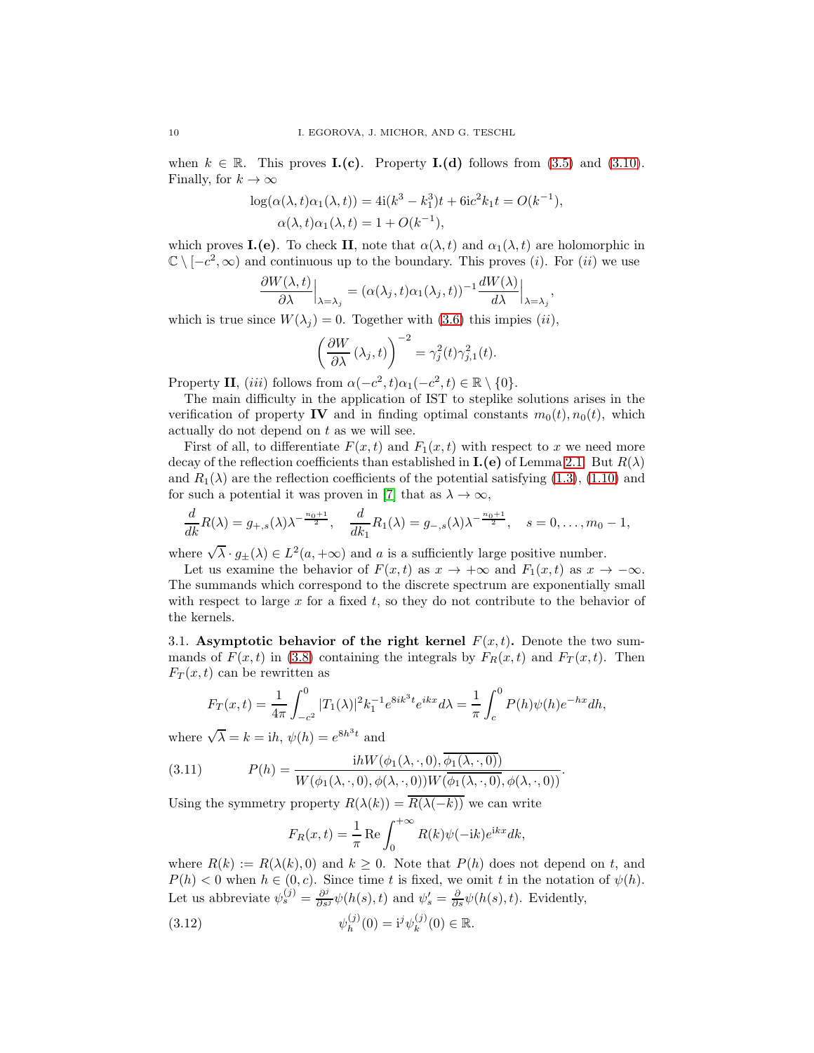when $k \in \mathbb{R}$. This proves **I.(c)**. Property **I.(d)** follows from (3.5) and (3.10). Finally, for $k \to \infty$

$$\log(\alpha(\lambda,t)\alpha_1(\lambda,t)) = 4\mathrm{i}(k^3 - k_1^3)t + 6\mathrm{i}c^2 k_1 t = O(k^{-1}),$$
$$\alpha(\lambda,t)\alpha_1(\lambda,t) = 1 + O(k^{-1}),$$

which proves **I.(e)**. To check **II**, note that $\alpha(\lambda,t)$ and $\alpha_1(\lambda,t)$ are holomorphic in $\mathbb{C}\setminus[-c^2,\infty)$ and continuous up to the boundary. This proves $(i)$. For $(ii)$ we use

$$\frac{\partial W(\lambda,t)}{\partial\lambda}\Big|_{\lambda=\lambda_j} = (\alpha(\lambda_j,t)\alpha_1(\lambda_j,t))^{-1}\frac{dW(\lambda)}{d\lambda}\Big|_{\lambda=\lambda_j},$$

which is true since $W(\lambda_j) = 0$. Together with (3.6) this impies $(ii)$,

$$\left(\frac{\partial W}{\partial\lambda}(\lambda_j,t)\right)^{-2} = \gamma_j^2(t)\gamma_{j,1}^2(t).$$

Property **II**, $(iii)$ follows from $\alpha(-c^2,t)\alpha_1(-c^2,t) \in \mathbb{R}\setminus\{0\}$.

The main difficulty in the application of IST to steplike solutions arises in the verification of property **IV** and in finding optimal constants $m_0(t), n_0(t)$, which actually do not depend on $t$ as we will see.

First of all, to differentiate $F(x,t)$ and $F_1(x,t)$ with respect to $x$ we need more decay of the reflection coefficients than established in **I.(e)** of Lemma 2.1. But $R(\lambda)$ and $R_1(\lambda)$ are the reflection coefficients of the potential satisfying (1.3), (1.10) and for such a potential it was proven in [7] that as $\lambda \to \infty$,

$$\frac{d}{dk}R(\lambda) = g_{+,s}(\lambda)\lambda^{-\frac{n_0+1}{2}}, \quad \frac{d}{dk_1}R_1(\lambda) = g_{-,s}(\lambda)\lambda^{-\frac{n_0+1}{2}}, \quad s = 0,\dots,m_0-1,$$

where $\sqrt{\lambda}\cdot g_\pm(\lambda) \in L^2(a,+\infty)$ and $a$ is a sufficiently large positive number.

Let us examine the behavior of $F(x,t)$ as $x \to +\infty$ and $F_1(x,t)$ as $x \to -\infty$. The summands which correspond to the discrete spectrum are exponentially small with respect to large $x$ for a fixed $t$, so they do not contribute to the behavior of the kernels.

### 3.1. Asymptotic behavior of the right kernel $F(x,t)$.

Denote the two summands of $F(x,t)$ in (3.8) containing the integrals by $F_R(x,t)$ and $F_T(x,t)$. Then $F_T(x,t)$ can be rewritten as

$$F_T(x,t) = \frac{1}{4\pi}\int_{-c^2}^{0}|T_1(\lambda)|^2 k_1^{-1}e^{8ik^3t}e^{ikx}d\lambda = \frac{1}{\pi}\int_c^0 P(h)\psi(h)e^{-hx}dh,$$

where $\sqrt{\lambda} = k = \mathrm{i}h$, $\psi(h) = e^{8h^3t}$ and

$$P(h) = \frac{\mathrm{i}hW(\phi_1(\lambda,\cdot,0),\overline{\phi_1(\lambda,\cdot,0)})}{W(\phi_1(\lambda,\cdot,0),\phi(\lambda,\cdot,0))W(\overline{\phi_1(\lambda,\cdot,0)},\phi(\lambda,\cdot,0))}. \tag{3.11}$$

Using the symmetry property $R(\lambda(k)) = \overline{R(\lambda(-k))}$ we can write

$$F_R(x,t) = \frac{1}{\pi}\,\mathrm{Re}\int_0^{+\infty}R(k)\psi(-\mathrm{i}k)e^{\mathrm{i}kx}dk,$$

where $R(k) := R(\lambda(k),0)$ and $k \geq 0$. Note that $P(h)$ does not depend on $t$, and $P(h) < 0$ when $h \in (0,c)$. Since time $t$ is fixed, we omit $t$ in the notation of $\psi(h)$. Let us abbreviate $\psi_s^{(j)} = \frac{\partial^j}{\partial s^j}\psi(h(s),t)$ and $\psi_s' = \frac{\partial}{\partial s}\psi(h(s),t)$. Evidently,

$$\psi_h^{(j)}(0) = \mathrm{i}^j\psi_k^{(j)}(0) \in \mathbb{R}. \tag{3.12}$$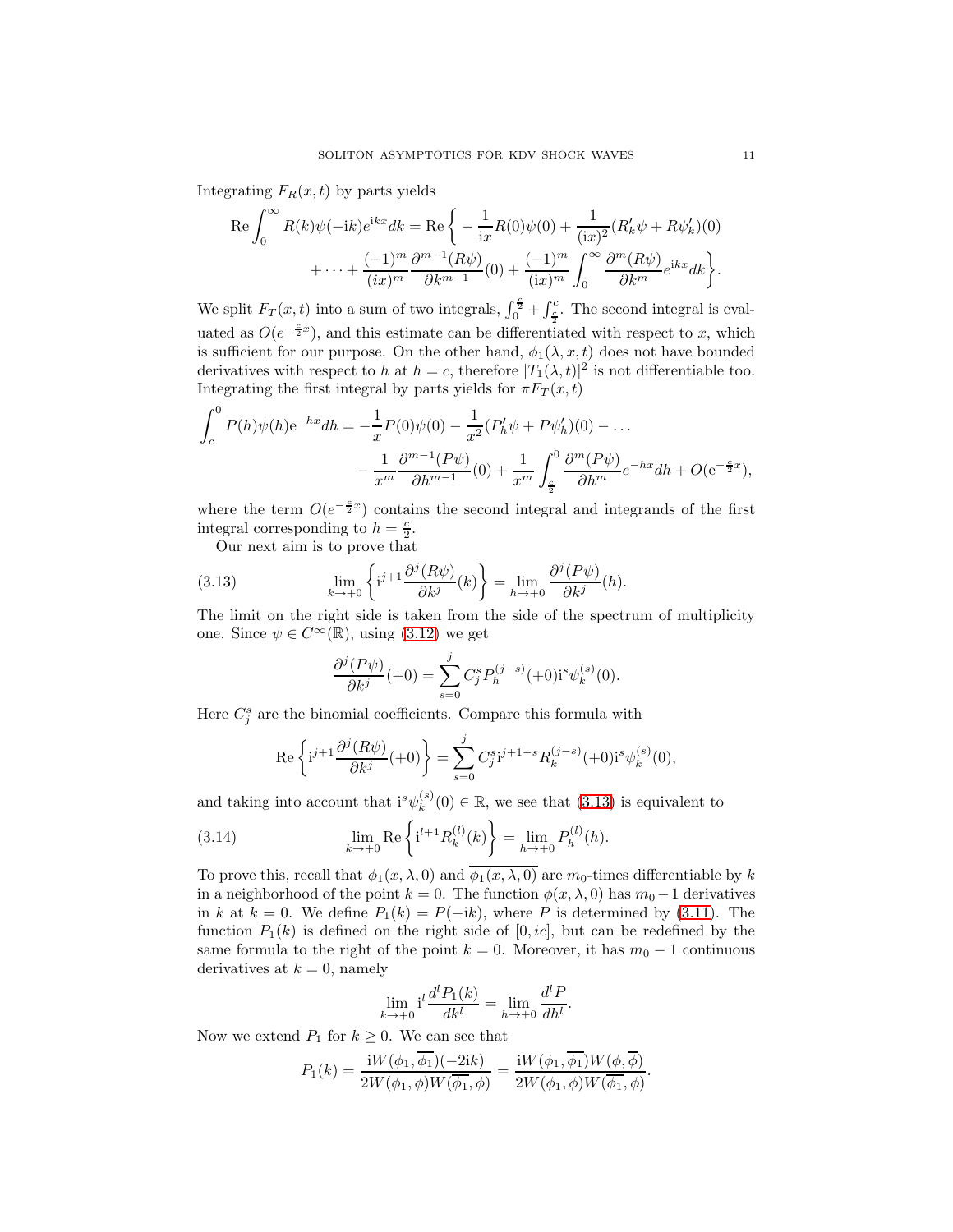Integrating $F_R(x,t)$ by parts yields

$$\operatorname{Re}\int_0^\infty R(k)\psi(-\mathrm{i}k)e^{\mathrm{i}kx}dk = \operatorname{Re}\Big\{-\frac{1}{\mathrm{i}x}R(0)\psi(0)+\frac{1}{(\mathrm{i}x)^2}(R_k'\psi+R\psi_k')(0) + \dots + \frac{(-1)^m}{(ix)^m}\frac{\partial^{m-1}(R\psi)}{\partial k^{m-1}}(0)+\frac{(-1)^m}{(\mathrm{i}x)^m}\int_0^\infty\frac{\partial^m(R\psi)}{\partial k^m}e^{\mathrm{i}kx}dk\Big\}.$$

We split $F_T(x,t)$ into a sum of two integrals, $\int_0^{\frac{c}{2}}+\int_{\frac{c}{2}}^c$. The second integral is evaluated as $O(e^{-\frac{c}{2}x})$, and this estimate can be differentiated with respect to $x$, which is sufficient for our purpose. On the other hand, $\phi_1(\lambda,x,t)$ does not have bounded derivatives with respect to $h$ at $h=c$, therefore $|T_1(\lambda,t)|^2$ is not differentiable too. Integrating the first integral by parts yields for $\pi F_T(x,t)$

$$\int_c^0 P(h)\psi(h)\mathrm{e}^{-hx}dh = -\frac{1}{x}P(0)\psi(0)-\frac{1}{x^2}(P_h'\psi+P\psi_h')(0)-\dots - \frac{1}{x^m}\frac{\partial^{m-1}(P\psi)}{\partial h^{m-1}}(0)+\frac{1}{x^m}\int_{\frac{c}{2}}^0\frac{\partial^m(P\psi)}{\partial h^m}e^{-hx}dh+O(\mathrm{e}^{-\frac{c}{2}x}),$$

where the term $O(e^{-\frac{c}{2}x})$ contains the second integral and integrands of the first integral corresponding to $h=\frac{c}{2}$.

Our next aim is to prove that

$$\lim_{k\to+0}\left\{\mathrm{i}^{j+1}\frac{\partial^j(R\psi)}{\partial k^j}(k)\right\}=\lim_{h\to+0}\frac{\partial^j(P\psi)}{\partial k^j}(h). \tag{3.13}$$

The limit on the right side is taken from the side of the spectrum of multiplicity one. Since $\psi\in C^\infty(\mathbb{R})$, using (3.12) we get

$$\frac{\partial^j(P\psi)}{\partial k^j}(+0)=\sum_{s=0}^j C_j^s P_h^{(j-s)}(+0)\mathrm{i}^s\psi_k^{(s)}(0).$$

Here $C_j^s$ are the binomial coefficients. Compare this formula with

$$\operatorname{Re}\left\{\mathrm{i}^{j+1}\frac{\partial^j(R\psi)}{\partial k^j}(+0)\right\}=\sum_{s=0}^j C_j^s\mathrm{i}^{j+1-s}R_k^{(j-s)}(+0)\mathrm{i}^s\psi_k^{(s)}(0),$$

and taking into account that $\mathrm{i}^s\psi_k^{(s)}(0)\in\mathbb{R}$, we see that (3.13) is equivalent to

$$\lim_{k\to+0}\operatorname{Re}\left\{\mathrm{i}^{l+1}R_k^{(l)}(k)\right\}=\lim_{h\to+0}P_h^{(l)}(h). \tag{3.14}$$

To prove this, recall that $\phi_1(x,\lambda,0)$ and $\overline{\phi_1(x,\lambda,0)}$ are $m_0$-times differentiable by $k$ in a neighborhood of the point $k=0$. The function $\phi(x,\lambda,0)$ has $m_0-1$ derivatives in $k$ at $k=0$. We define $P_1(k)=P(-\mathrm{i}k)$, where $P$ is determined by (3.11). The function $P_1(k)$ is defined on the right side of $[0,ic]$, but can be redefined by the same formula to the right of the point $k=0$. Moreover, it has $m_0-1$ continuous derivatives at $k=0$, namely

$$\lim_{k\to+0}\mathrm{i}^l\frac{d^lP_1(k)}{dk^l}=\lim_{h\to+0}\frac{d^lP}{dh^l}.$$

Now we extend $P_1$ for $k\ge 0$. We can see that

$$P_1(k)=\frac{\mathrm{i}W(\phi_1,\overline{\phi_1})(-2\mathrm{i}k)}{2W(\phi_1,\phi)W(\overline{\phi_1},\phi)}=\frac{\mathrm{i}W(\phi_1,\overline{\phi_1})W(\phi,\overline{\phi})}{2W(\phi_1,\phi)W(\overline{\phi_1},\phi)}.$$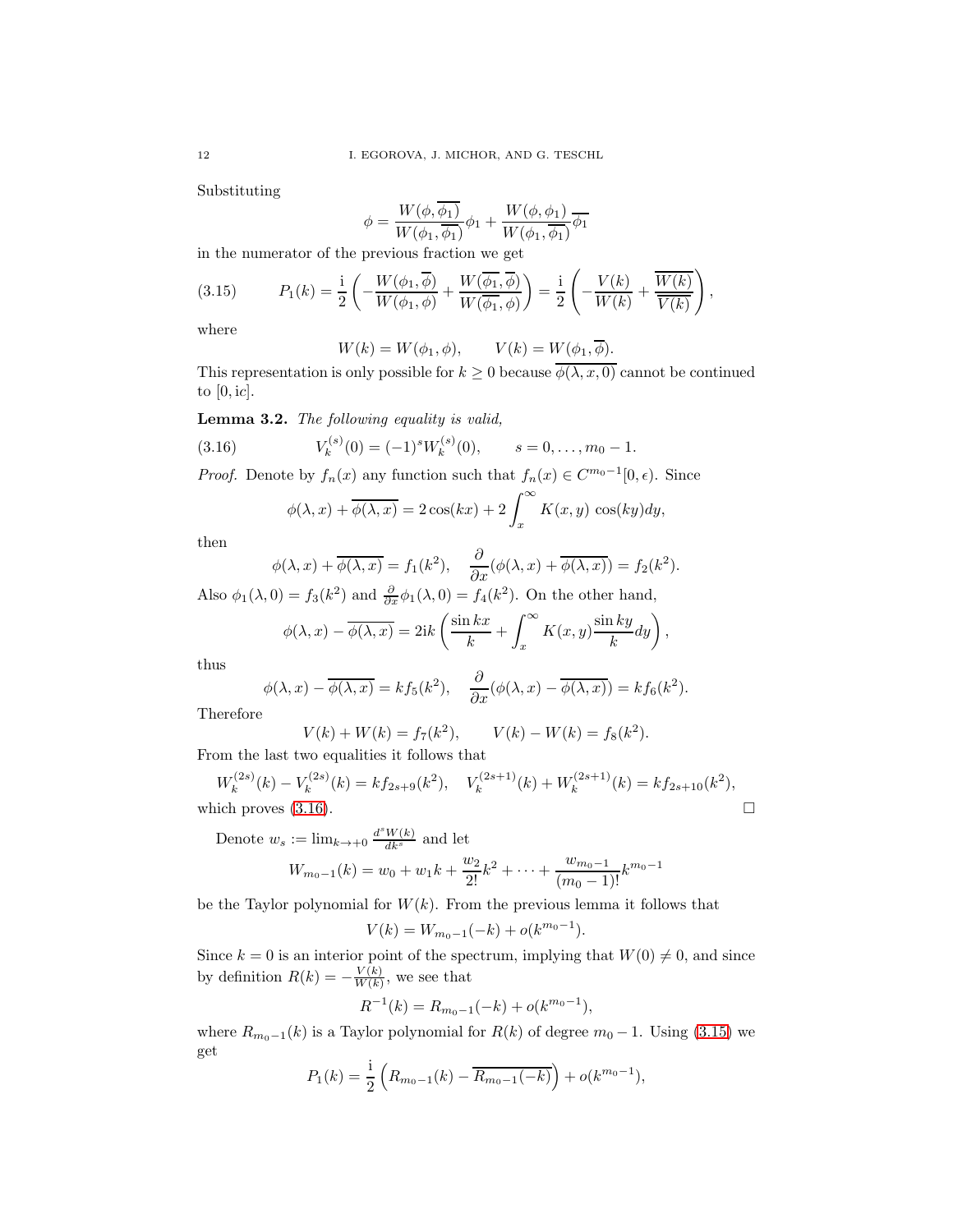Substituting

$$\phi = \frac{W(\phi, \overline{\phi_1})}{W(\phi_1, \overline{\phi_1})}\phi_1 + \frac{W(\phi, \phi_1)}{W(\phi_1, \overline{\phi_1})}\overline{\phi_1}$$

in the numerator of the previous fraction we get

$$P_1(k) = \frac{\mathrm{i}}{2}\left( -\frac{W(\phi_1, \overline{\phi})}{W(\phi_1, \phi)} + \frac{W(\overline{\phi_1}, \overline{\phi})}{W(\overline{\phi_1}, \phi)} \right) = \frac{\mathrm{i}}{2}\left( -\frac{V(k)}{W(k)} + \frac{\overline{W(k)}}{\overline{V(k)}} \right), \tag{3.15}$$

where

$$W(k) = W(\phi_1, \phi), \qquad V(k) = W(\phi_1, \overline{\phi}).$$

This representation is only possible for $k \geq 0$ because $\overline{\phi(\lambda, x, 0)}$ cannot be continued to $[0, \mathrm{i}c]$.

**Lemma 3.2.** *The following equality is valid,*

$$V_k^{(s)}(0) = (-1)^s W_k^{(s)}(0), \qquad s = 0, \dots, m_0 - 1. \tag{3.16}$$

*Proof.* Denote by $f_n(x)$ any function such that $f_n(x) \in C^{m_0 - 1}[0, \epsilon)$. Since

$$\phi(\lambda, x) + \overline{\phi(\lambda, x)} = 2\cos(kx) + 2\int_x^\infty K(x, y)\, \cos(ky) dy,$$

then

$$\phi(\lambda, x) + \overline{\phi(\lambda, x)} = f_1(k^2), \quad \frac{\partial}{\partial x}(\phi(\lambda, x) + \overline{\phi(\lambda, x)}) = f_2(k^2).$$

Also $\phi_1(\lambda, 0) = f_3(k^2)$ and $\frac{\partial}{\partial x}\phi_1(\lambda, 0) = f_4(k^2)$. On the other hand,

$$\phi(\lambda, x) - \overline{\phi(\lambda, x)} = 2\mathrm{i}k\left( \frac{\sin kx}{k} + \int_x^\infty K(x, y)\frac{\sin ky}{k} dy \right),$$

thus

$$\phi(\lambda, x) - \overline{\phi(\lambda, x)} = k f_5(k^2), \quad \frac{\partial}{\partial x}(\phi(\lambda, x) - \overline{\phi(\lambda, x)}) = k f_6(k^2).$$

Therefore

$$V(k) + W(k) = f_7(k^2), \qquad V(k) - W(k) = f_8(k^2).$$

From the last two equalities it follows that

$$W_k^{(2s)}(k) - V_k^{(2s)}(k) = k f_{2s+9}(k^2), \quad V_k^{(2s+1)}(k) + W_k^{(2s+1)}(k) = k f_{2s+10}(k^2),$$

which proves (3.16). □

Denote $w_s := \lim_{k \to +0} \frac{d^s W(k)}{dk^s}$ and let

$$W_{m_0 - 1}(k) = w_0 + w_1 k + \frac{w_2}{2!}k^2 + \dots + \frac{w_{m_0 - 1}}{(m_0 - 1)!}k^{m_0 - 1}$$

be the Taylor polynomial for $W(k)$. From the previous lemma it follows that

$$V(k) = W_{m_0 - 1}(-k) + o(k^{m_0 - 1}).$$

Since $k = 0$ is an interior point of the spectrum, implying that $W(0) \neq 0$, and since by definition $R(k) = -\frac{V(k)}{W(k)}$, we see that

$$R^{-1}(k) = R_{m_0 - 1}(-k) + o(k^{m_0 - 1}),$$

where $R_{m_0 - 1}(k)$ is a Taylor polynomial for $R(k)$ of degree $m_0 - 1$. Using (3.15) we get

$$P_1(k) = \frac{\mathrm{i}}{2}\left( R_{m_0 - 1}(k) - \overline{R_{m_0 - 1}(-k)} \right) + o(k^{m_0 - 1}),$$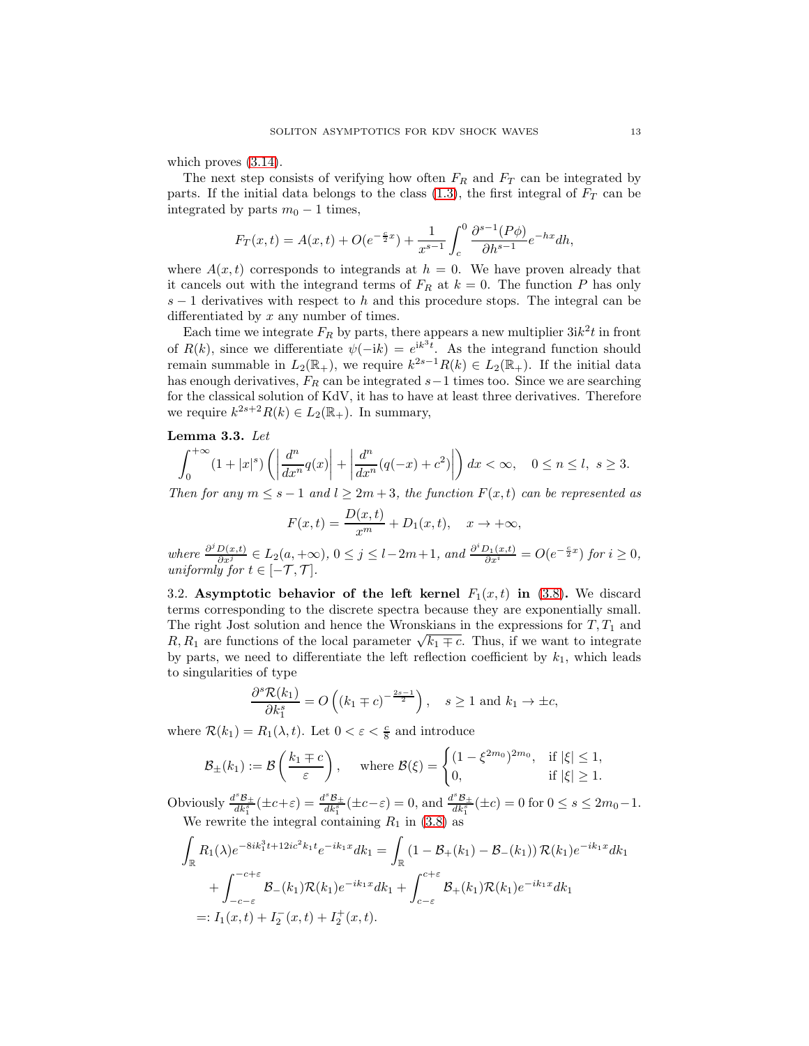which proves (3.14).

The next step consists of verifying how often $F_R$ and $F_T$ can be integrated by parts. If the initial data belongs to the class (1.3), the first integral of $F_T$ can be integrated by parts $m_0 - 1$ times,

$$F_T(x,t) = A(x,t) + O(e^{-\frac{c}{2}x}) + \frac{1}{x^{s-1}} \int_c^0 \frac{\partial^{s-1}(P\phi)}{\partial h^{s-1}} e^{-hx} dh,$$

where $A(x,t)$ corresponds to integrands at $h = 0$. We have proven already that it cancels out with the integrand terms of $F_R$ at $k = 0$. The function $P$ has only $s-1$ derivatives with respect to $h$ and this procedure stops. The integral can be differentiated by $x$ any number of times.

Each time we integrate $F_R$ by parts, there appears a new multiplier $3\mathrm{i}k^2t$ in front of $R(k)$, since we differentiate $\psi(-\mathrm{i}k) = e^{\mathrm{i}k^3t}$. As the integrand function should remain summable in $L_2(\mathbb{R}_+)$, we require $k^{2s-1}R(k) \in L_2(\mathbb{R}_+)$. If the initial data has enough derivatives, $F_R$ can be integrated $s-1$ times too. Since we are searching for the classical solution of KdV, it has to have at least three derivatives. Therefore we require $k^{2s+2}R(k) \in L_2(\mathbb{R}_+)$. In summary,

**Lemma 3.3.** *Let*

$$\int_0^{+\infty} (1 + |x|^s) \left( \left| \frac{d^n}{dx^n} q(x) \right| + \left| \frac{d^n}{dx^n} (q(-x) + c^2) \right| \right) dx < \infty, \quad 0 \le n \le l, \ s \ge 3.$$

*Then for any $m \le s-1$ and $l \ge 2m+3$, the function $F(x,t)$ can be represented as*

$$F(x,t) = \frac{D(x,t)}{x^m} + D_1(x,t), \quad x \to +\infty,$$

*where $\frac{\partial^j D(x,t)}{\partial x^j} \in L_2(a, +\infty)$, $0 \le j \le l - 2m + 1$, and $\frac{\partial^i D_1(x,t)}{\partial x^i} = O(e^{-\frac{c}{2}x})$ for $i \ge 0$, uniformly for $t \in [-\mathcal{T}, \mathcal{T}]$.*

3.2. **Asymptotic behavior of the left kernel $F_1(x,t)$ in (3.8).** We discard terms corresponding to the discrete spectra because they are exponentially small. The right Jost solution and hence the Wronskians in the expressions for $T, T_1$ and $R, R_1$ are functions of the local parameter $\sqrt{k_1 \mp c}$. Thus, if we want to integrate by parts, we need to differentiate the left reflection coefficient by $k_1$, which leads to singularities of type

$$\frac{\partial^s \mathcal{R}(k_1)}{\partial k_1^s} = O\left( (k_1 \mp c)^{-\frac{2s-1}{2}} \right), \quad s \ge 1 \text{ and } k_1 \to \pm c,$$

where $\mathcal{R}(k_1) = R_1(\lambda, t)$. Let $0 < \varepsilon < \frac{c}{8}$ and introduce

$$\mathcal{B}_\pm(k_1) := \mathcal{B}\left( \frac{k_1 \mp c}{\varepsilon} \right), \quad \text{where } \mathcal{B}(\xi) = \begin{cases} (1 - \xi^{2m_0})^{2m_0}, & \text{if } |\xi| \le 1, \\ 0, & \text{if } |\xi| \ge 1. \end{cases}$$

Obviously $\frac{d^s \mathcal{B}_\pm}{dk_1^s}(\pm c + \varepsilon) = \frac{d^s \mathcal{B}_\pm}{dk_1^s}(\pm c - \varepsilon) = 0$, and $\frac{d^s \mathcal{B}_\pm}{dk_1^s}(\pm c) = 0$ for $0 \le s \le 2m_0 - 1$.

We rewrite the integral containing $R_1$ in (3.8) as

$$\begin{aligned}
\int_{\mathbb{R}} R_1(\lambda) e^{-8\mathrm{i}k_1^3 t + 12\mathrm{i}c^2 k_1 t} e^{-\mathrm{i}k_1 x} dk_1 &= \int_{\mathbb{R}} (1 - \mathcal{B}_+(k_1) - \mathcal{B}_-(k_1)) \mathcal{R}(k_1) e^{-\mathrm{i}k_1 x} dk_1 \\
&+ \int_{-c-\varepsilon}^{-c+\varepsilon} \mathcal{B}_-(k_1) \mathcal{R}(k_1) e^{-\mathrm{i}k_1 x} dk_1 + \int_{c-\varepsilon}^{c+\varepsilon} \mathcal{B}_+(k_1) \mathcal{R}(k_1) e^{-\mathrm{i}k_1 x} dk_1 \\
&=: I_1(x,t) + I_2^-(x,t) + I_2^+(x,t).
\end{aligned}$$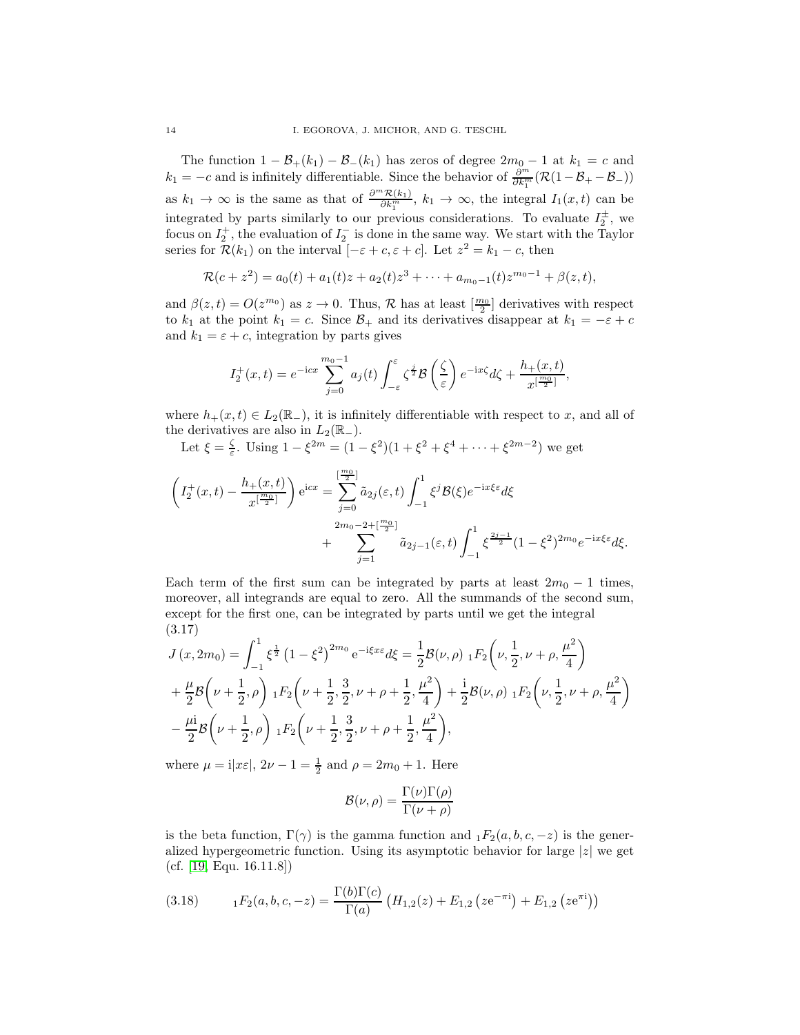The function $1 - \mathcal{B}_+(k_1) - \mathcal{B}_-(k_1)$ has zeros of degree $2m_0 - 1$ at $k_1 = c$ and $k_1 = -c$ and is infinitely differentiable. Since the behavior of $\frac{\partial^m}{\partial k_1^m}(\mathcal{R}(1-\mathcal{B}_+-\mathcal{B}_-))$ as $k_1 \to \infty$ is the same as that of $\frac{\partial^m \mathcal{R}(k_1)}{\partial k_1^m}$, $k_1 \to \infty$, the integral $I_1(x,t)$ can be integrated by parts similarly to our previous considerations. To evaluate $I_2^{\pm}$, we focus on $I_2^+$, the evaluation of $I_2^-$ is done in the same way. We start with the Taylor series for $\mathcal{R}(k_1)$ on the interval $[-\varepsilon + c, \varepsilon + c]$. Let $z^2 = k_1 - c$, then

$$\mathcal{R}(c+z^2) = a_0(t) + a_1(t)z + a_2(t)z^3 + \cdots + a_{m_0-1}(t)z^{m_0-1} + \beta(z,t),$$

and $\beta(z,t) = O(z^{m_0})$ as $z \to 0$. Thus, $\mathcal{R}$ has at least $[\frac{m_0}{2}]$ derivatives with respect to $k_1$ at the point $k_1 = c$. Since $\mathcal{B}_+$ and its derivatives disappear at $k_1 = -\varepsilon + c$ and $k_1 = \varepsilon + c$, integration by parts gives

$$I_2^+(x,t) = e^{-icx}\sum_{j=0}^{m_0-1} a_j(t)\int_{-\varepsilon}^{\varepsilon} \zeta^{\frac{j}{2}}\mathcal{B}\left(\frac{\zeta}{\varepsilon}\right)e^{-ix\zeta}d\zeta + \frac{h_+(x,t)}{x^{[\frac{m_0}{2}]}},$$

where $h_+(x,t) \in L_2(\mathbb{R}_-)$, it is infinitely differentiable with respect to $x$, and all of the derivatives are also in $L_2(\mathbb{R}_-)$.

Let $\xi = \frac{\zeta}{\varepsilon}$. Using $1 - \xi^{2m} = (1-\xi^2)(1 + \xi^2 + \xi^4 + \cdots + \xi^{2m-2})$ we get

$$\begin{aligned}
\left(I_2^+(x,t) - \frac{h_+(x,t)}{x^{[\frac{m_0}{2}]}}\right)e^{icx} = &\sum_{j=0}^{[\frac{m_0}{2}]}\tilde{a}_{2j}(\varepsilon,t)\int_{-1}^{1}\xi^j\mathcal{B}(\xi)e^{-ix\xi\varepsilon}d\xi \\
&+ \sum_{j=1}^{2m_0-2+[\frac{m_0}{2}]}\tilde{a}_{2j-1}(\varepsilon,t)\int_{-1}^{1}\xi^{\frac{2j-1}{2}}(1-\xi^2)^{2m_0}e^{-ix\xi\varepsilon}d\xi.
\end{aligned}$$

Each term of the first sum can be integrated by parts at least $2m_0 - 1$ times, moreover, all integrands are equal to zero. All the summands of the second sum, except for the first one, can be integrated by parts until we get the integral

$$\begin{aligned}
J(x,2m_0) = &\int_{-1}^{1}\xi^{\frac{1}{2}}\left(1-\xi^2\right)^{2m_0}e^{-i\xi x\varepsilon}d\xi = \frac{1}{2}\mathcal{B}(\nu,\rho)\,{}_1F_2\left(\nu,\frac{1}{2},\nu+\rho,\frac{\mu^2}{4}\right) \\
&+ \frac{\mu}{2}\mathcal{B}\left(\nu+\frac{1}{2},\rho\right)\,{}_1F_2\left(\nu+\frac{1}{2},\frac{3}{2},\nu+\rho+\frac{1}{2},\frac{\mu^2}{4}\right) + \frac{i}{2}\mathcal{B}(\nu,\rho)\,{}_1F_2\left(\nu,\frac{1}{2},\nu+\rho,\frac{\mu^2}{4}\right) \\
&- \frac{\mu i}{2}\mathcal{B}\left(\nu+\frac{1}{2},\rho\right)\,{}_1F_2\left(\nu+\frac{1}{2},\frac{3}{2},\nu+\rho+\frac{1}{2},\frac{\mu^2}{4}\right),
\end{aligned} \tag{3.17}$$

where $\mu = i|x\varepsilon|$, $2\nu - 1 = \frac{1}{2}$ and $\rho = 2m_0 + 1$. Here

$$\mathcal{B}(\nu,\rho) = \frac{\Gamma(\nu)\Gamma(\rho)}{\Gamma(\nu+\rho)}$$

is the beta function, $\Gamma(\gamma)$ is the gamma function and ${}_1F_2(a,b,c,-z)$ is the generalized hypergeometric function. Using its asymptotic behavior for large $|z|$ we get (cf. [19, Equ. 16.11.8])

$$ {}_1F_2(a,b,c,-z) = \frac{\Gamma(b)\Gamma(c)}{\Gamma(a)}\left(H_{1,2}(z) + E_{1,2}\left(ze^{-\pi i}\right) + E_{1,2}\left(ze^{\pi i}\right)\right) \tag{3.18}$$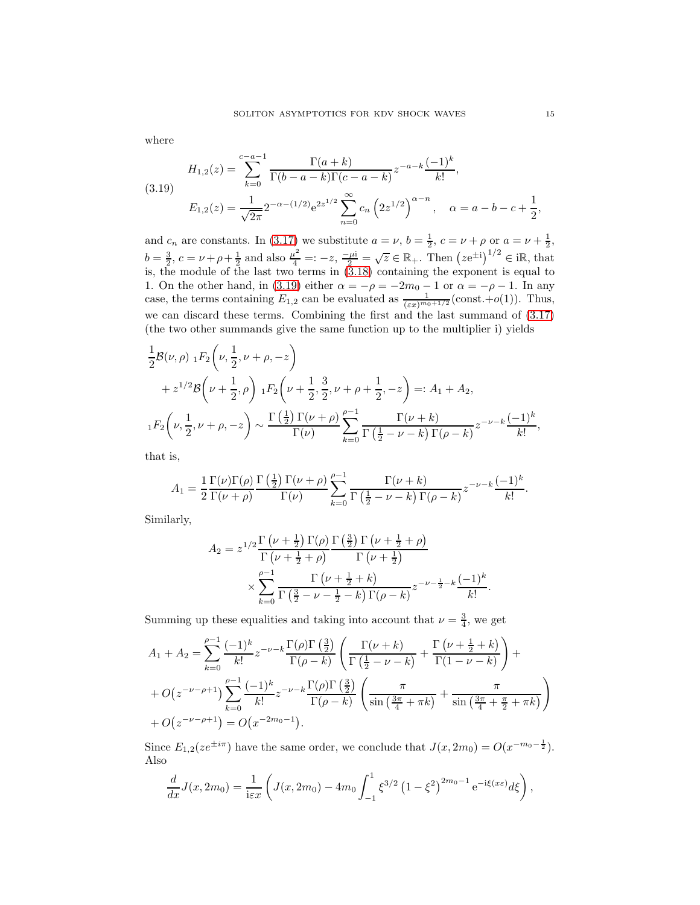where

$$
(3.19)\qquad
\begin{aligned}
H_{1,2}(z) &= \sum_{k=0}^{c-a-1} \frac{\Gamma(a+k)}{\Gamma(b-a-k)\Gamma(c-a-k)} z^{-a-k} \frac{(-1)^k}{k!},\\
E_{1,2}(z) &= \frac{1}{\sqrt{2\pi}} 2^{-\alpha-(1/2)} \mathrm{e}^{2z^{1/2}} \sum_{n=0}^{\infty} c_n \left(2z^{1/2}\right)^{\alpha-n}, \quad \alpha = a-b-c+\frac{1}{2},
\end{aligned}
$$

and $c_n$ are constants. In (3.17) we substitute $a=\nu$, $b=\frac{1}{2}$, $c=\nu+\rho$ or $a=\nu+\frac{1}{2}$, $b=\frac{3}{2}$, $c=\nu+\rho+\frac{1}{2}$ and also $\frac{\mu^2}{4} =: -z$, $\frac{-\mu \mathrm{i}}{2} = \sqrt{z} \in \mathbb{R}_+$. Then $\left(z\mathrm{e}^{\pm \mathrm{i}}\right)^{1/2} \in \mathrm{i}\mathbb{R}$, that is, the module of the last two terms in (3.18) containing the exponent is equal to 1. On the other hand, in (3.19) either $\alpha = -\rho = -2m_0 - 1$ or $\alpha = -\rho - 1$. In any case, the terms containing $E_{1,2}$ can be evaluated as $\frac{1}{(\varepsilon x)^{m_0+1/2}}(\text{const.}+o(1))$. Thus, we can discard these terms. Combining the first and the last summand of (3.17) (the two other summands give the same function up to the multiplier i) yields

$$
\begin{aligned}
&\frac{1}{2}\mathcal{B}(\nu,\rho)\ {}_1F_2\left(\nu, \frac{1}{2}, \nu+\rho, -z\right)\\
&\quad + z^{1/2}\mathcal{B}\left(\nu+\frac{1}{2}, \rho\right)\ {}_1F_2\left(\nu+\frac{1}{2}, \frac{3}{2}, \nu+\rho+\frac{1}{2}, -z\right) =: A_1 + A_2,\\
&{}_1F_2\left(\nu, \frac{1}{2}, \nu+\rho, -z\right) \sim \frac{\Gamma\left(\frac{1}{2}\right)\Gamma(\nu+\rho)}{\Gamma(\nu)} \sum_{k=0}^{\rho-1} \frac{\Gamma(\nu+k)}{\Gamma\left(\frac{1}{2}-\nu-k\right)\Gamma(\rho-k)} z^{-\nu-k} \frac{(-1)^k}{k!},
\end{aligned}
$$

that is,

$$
A_1 = \frac{1}{2}\frac{\Gamma(\nu)\Gamma(\rho)}{\Gamma(\nu+\rho)} \frac{\Gamma\left(\frac{1}{2}\right)\Gamma(\nu+\rho)}{\Gamma(\nu)} \sum_{k=0}^{\rho-1} \frac{\Gamma(\nu+k)}{\Gamma\left(\frac{1}{2}-\nu-k\right)\Gamma(\rho-k)} z^{-\nu-k} \frac{(-1)^k}{k!}.
$$

Similarly,

$$
\begin{aligned}
A_2 = z^{1/2} &\frac{\Gamma\left(\nu+\frac{1}{2}\right)\Gamma(\rho)}{\Gamma\left(\nu+\frac{1}{2}+\rho\right)} \frac{\Gamma\left(\frac{3}{2}\right)\Gamma\left(\nu+\frac{1}{2}+\rho\right)}{\Gamma\left(\nu+\frac{1}{2}\right)}\\
&\times \sum_{k=0}^{\rho-1} \frac{\Gamma\left(\nu+\frac{1}{2}+k\right)}{\Gamma\left(\frac{3}{2}-\nu-\frac{1}{2}-k\right)\Gamma(\rho-k)} z^{-\nu-\frac{1}{2}-k} \frac{(-1)^k}{k!}.
\end{aligned}
$$

Summing up these equalities and taking into account that $\nu = \frac{3}{4}$, we get

$$
\begin{aligned}
A_1 + A_2 &= \sum_{k=0}^{\rho-1} \frac{(-1)^k}{k!} z^{-\nu-k} \frac{\Gamma(\rho)\Gamma\left(\frac{3}{2}\right)}{\Gamma(\rho-k)} \left( \frac{\Gamma(\nu+k)}{\Gamma\left(\frac{1}{2}-\nu-k\right)} + \frac{\Gamma\left(\nu+\frac{1}{2}+k\right)}{\Gamma(1-\nu-k)} \right) +\\
&+ O\big(z^{-\nu-\rho+1}\big) \sum_{k=0}^{\rho-1} \frac{(-1)^k}{k!} z^{-\nu-k} \frac{\Gamma(\rho)\Gamma\left(\frac{3}{2}\right)}{\Gamma(\rho-k)} \left( \frac{\pi}{\sin\left(\frac{3\pi}{4}+\pi k\right)} + \frac{\pi}{\sin\left(\frac{3\pi}{4}+\frac{\pi}{2}+\pi k\right)} \right)\\
&+ O\big(z^{-\nu-\rho+1}\big) = O\big(x^{-2m_0-1}\big).
\end{aligned}
$$

Since $E_{1,2}(z e^{\pm i\pi})$ have the same order, we conclude that $J(x, 2m_0) = O(x^{-m_0-\frac{1}{2}})$. Also

$$
\frac{d}{dx} J(x, 2m_0) = \frac{1}{\mathrm{i}\varepsilon x} \left( J(x, 2m_0) - 4m_0 \int_{-1}^{1} \xi^{3/2} \left(1-\xi^2\right)^{2m_0-1} \mathrm{e}^{-\mathrm{i}\xi(x\varepsilon)} d\xi \right),
$$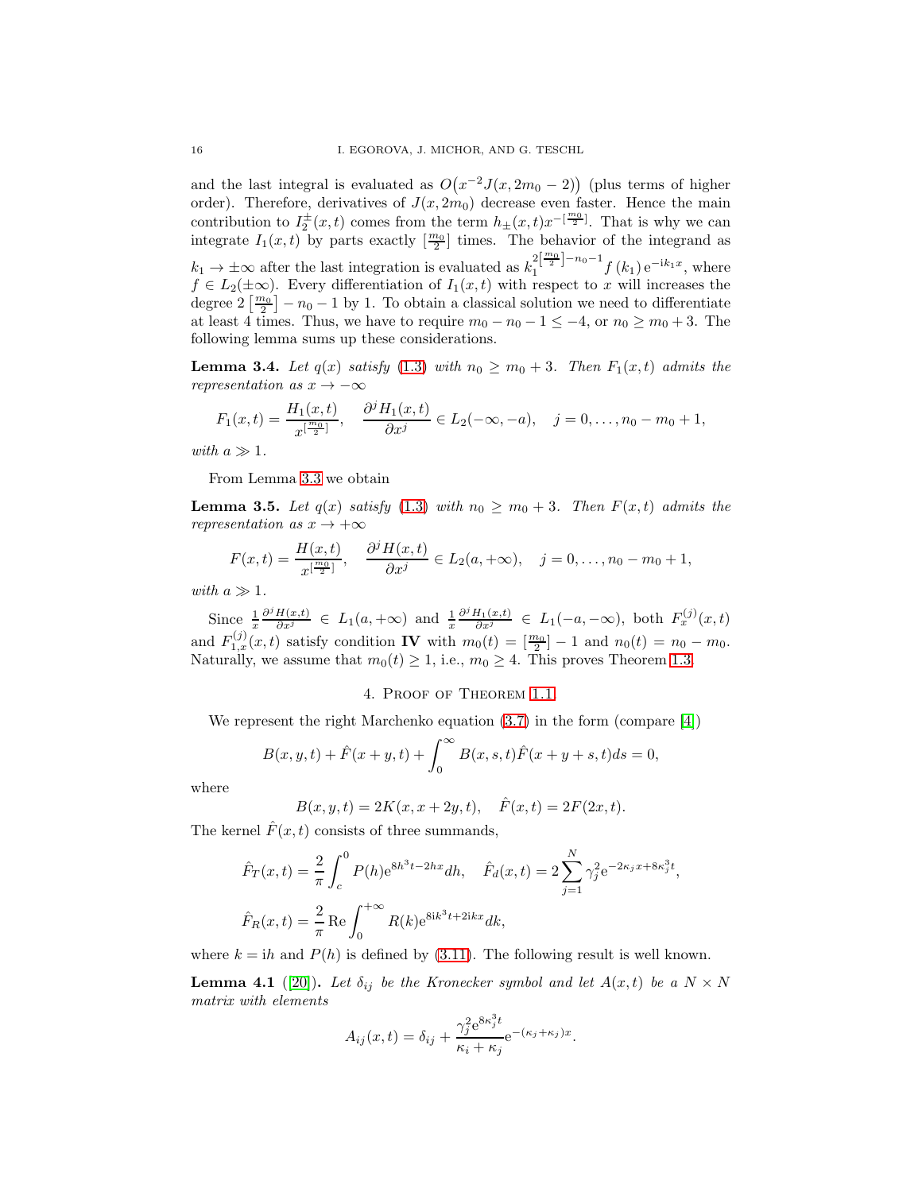and the last integral is evaluated as $O\big(x^{-2}J(x,2m_0-2)\big)$ (plus terms of higher order). Therefore, derivatives of $J(x,2m_0)$ decrease even faster. Hence the main contribution to $I_2^{\pm}(x,t)$ comes from the term $h_{\pm}(x,t)x^{-[\frac{m_0}{2}]}$. That is why we can integrate $I_1(x,t)$ by parts exactly $[\frac{m_0}{2}]$ times. The behavior of the integrand as $k_1\to\pm\infty$ after the last integration is evaluated as $k_1^{2[\frac{m_0}{2}]-n_0-1}f(k_1)\,\mathrm{e}^{-\mathrm{i}k_1 x}$, where $f\in L_2(\pm\infty)$. Every differentiation of $I_1(x,t)$ with respect to $x$ will increases the degree $2\left[\frac{m_0}{2}\right]-n_0-1$ by 1. To obtain a classical solution we need to differentiate at least 4 times. Thus, we have to require $m_0-n_0-1\le -4$, or $n_0\ge m_0+3$. The following lemma sums up these considerations.

**Lemma 3.4.** *Let $q(x)$ satisfy (1.3) with $n_0\ge m_0+3$. Then $F_1(x,t)$ admits the representation as $x\to-\infty$*

$$F_1(x,t)=\frac{H_1(x,t)}{x^{[\frac{m_0}{2}]}},\quad \frac{\partial^j H_1(x,t)}{\partial x^j}\in L_2(-\infty,-a),\quad j=0,\dots,n_0-m_0+1,$$

*with $a\gg 1$.*

From Lemma 3.3 we obtain

**Lemma 3.5.** *Let $q(x)$ satisfy (1.3) with $n_0\ge m_0+3$. Then $F(x,t)$ admits the representation as $x\to+\infty$*

$$F(x,t)=\frac{H(x,t)}{x^{[\frac{m_0}{2}]}},\quad \frac{\partial^j H(x,t)}{\partial x^j}\in L_2(a,+\infty),\quad j=0,\dots,n_0-m_0+1,$$

*with $a\gg 1$.*

Since $\frac{1}{x}\frac{\partial^j H(x,t)}{\partial x^j}\in L_1(a,+\infty)$ and $\frac{1}{x}\frac{\partial^j H_1(x,t)}{\partial x^j}\in L_1(-a,-\infty)$, both $F_x^{(j)}(x,t)$ and $F_{1,x}^{(j)}(x,t)$ satisfy condition **IV** with $m_0(t)=[\frac{m_0}{2}]-1$ and $n_0(t)=n_0-m_0$. Naturally, we assume that $m_0(t)\ge 1$, i.e., $m_0\ge 4$. This proves Theorem 1.3.

## 4. Proof of Theorem 1.1

We represent the right Marchenko equation (3.7) in the form (compare [4])

$$B(x,y,t)+\hat F(x+y,t)+\int_0^\infty B(x,s,t)\hat F(x+y+s,t)ds=0,$$

where

$$B(x,y,t)=2K(x,x+2y,t),\quad \hat F(x,t)=2F(2x,t).$$

The kernel $\hat F(x,t)$ consists of three summands,

$$\hat F_T(x,t)=\frac{2}{\pi}\int_c^0 P(h)\mathrm{e}^{8h^3t-2hx}dh,\quad \hat F_d(x,t)=2\sum_{j=1}^N\gamma_j^2\mathrm{e}^{-2\kappa_j x+8\kappa_j^3 t},$$

$$\hat F_R(x,t)=\frac{2}{\pi}\operatorname{Re}\int_0^{+\infty}R(k)\mathrm{e}^{8\mathrm{i}k^3t+2\mathrm{i}kx}dk,$$

where $k=\mathrm{i}h$ and $P(h)$ is defined by (3.11). The following result is well known.

**Lemma 4.1** ([20])**.** *Let $\delta_{ij}$ be the Kronecker symbol and let $A(x,t)$ be a $N\times N$ matrix with elements*

$$A_{ij}(x,t)=\delta_{ij}+\frac{\gamma_j^2\mathrm{e}^{8\kappa_j^3t}}{\kappa_i+\kappa_j}\mathrm{e}^{-(\kappa_j+\kappa_j)x}.$$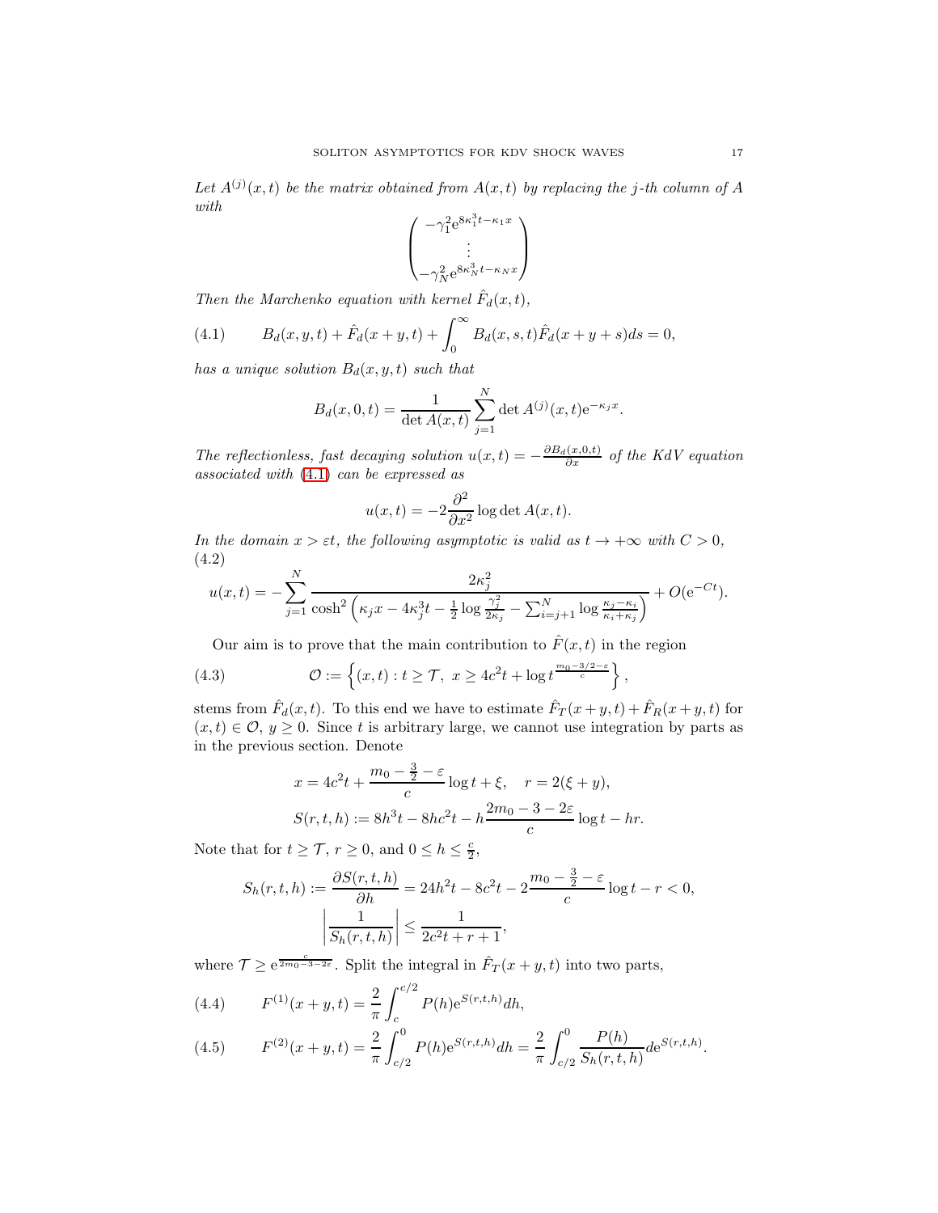*Let $A^{(j)}(x,t)$ be the matrix obtained from $A(x,t)$ by replacing the $j$-th column of $A$ with*

$$\begin{pmatrix} -\gamma_1^2 \mathrm{e}^{8\kappa_1^3 t - \kappa_1 x} \\ \vdots \\ -\gamma_N^2 \mathrm{e}^{8\kappa_N^3 t - \kappa_N x} \end{pmatrix}$$

*Then the Marchenko equation with kernel $\hat{F}_d(x,t)$,*

$$B_d(x,y,t) + \hat{F}_d(x+y,t) + \int_0^\infty B_d(x,s,t)\hat{F}_d(x+y+s)ds = 0, \tag{4.1}$$

*has a unique solution $B_d(x,y,t)$ such that*

$$B_d(x,0,t) = \frac{1}{\det A(x,t)} \sum_{j=1}^N \det A^{(j)}(x,t) \mathrm{e}^{-\kappa_j x}.$$

*The reflectionless, fast decaying solution $u(x,t) = -\frac{\partial B_d(x,0,t)}{\partial x}$ of the KdV equation associated with (4.1) can be expressed as*

$$u(x,t) = -2\frac{\partial^2}{\partial x^2} \log \det A(x,t).$$

*In the domain $x > \varepsilon t$, the following asymptotic is valid as $t \to +\infty$ with $C > 0$,*

$$u(x,t) = -\sum_{j=1}^N \frac{2\kappa_j^2}{\cosh^2\left(\kappa_j x - 4\kappa_j^3 t - \frac{1}{2}\log\frac{\gamma_j^2}{2\kappa_j} - \sum_{i=j+1}^N \log\frac{\kappa_j - \kappa_i}{\kappa_i + \kappa_j}\right)} + O(\mathrm{e}^{-Ct}). \tag{4.2}$$

Our aim is to prove that the main contribution to $\hat{F}(x,t)$ in the region

$$\mathcal{O} := \left\{(x,t) : t \geq \mathcal{T},\ x \geq 4c^2 t + \log t^{\frac{m_0 - 3/2 - \varepsilon}{c}}\right\}, \tag{4.3}$$

stems from $\hat{F}_d(x,t)$. To this end we have to estimate $\hat{F}_T(x+y,t) + \hat{F}_R(x+y,t)$ for $(x,t) \in \mathcal{O}$, $y \geq 0$. Since $t$ is arbitrary large, we cannot use integration by parts as in the previous section. Denote

$$x = 4c^2 t + \frac{m_0 - \frac{3}{2} - \varepsilon}{c}\log t + \xi, \quad r = 2(\xi + y),$$
$$S(r,t,h) := 8h^3 t - 8hc^2 t - h\frac{2m_0 - 3 - 2\varepsilon}{c}\log t - hr.$$

Note that for $t \geq \mathcal{T}$, $r \geq 0$, and $0 \leq h \leq \frac{c}{2}$,

$$S_h(r,t,h) := \frac{\partial S(r,t,h)}{\partial h} = 24h^2 t - 8c^2 t - 2\frac{m_0 - \frac{3}{2} - \varepsilon}{c}\log t - r < 0,$$
$$\left|\frac{1}{S_h(r,t,h)}\right| \leq \frac{1}{2c^2 t + r + 1},$$

where $\mathcal{T} \geq \mathrm{e}^{\frac{c}{2m_0 - 3 - 2\varepsilon}}$. Split the integral in $\hat{F}_T(x+y,t)$ into two parts,

$$F^{(1)}(x+y,t) = \frac{2}{\pi}\int_c^{c/2} P(h)\mathrm{e}^{S(r,t,h)}dh, \tag{4.4}$$

$$F^{(2)}(x+y,t) = \frac{2}{\pi}\int_{c/2}^0 P(h)\mathrm{e}^{S(r,t,h)}dh = \frac{2}{\pi}\int_{c/2}^0 \frac{P(h)}{S_h(r,t,h)}d\mathrm{e}^{S(r,t,h)}. \tag{4.5}$$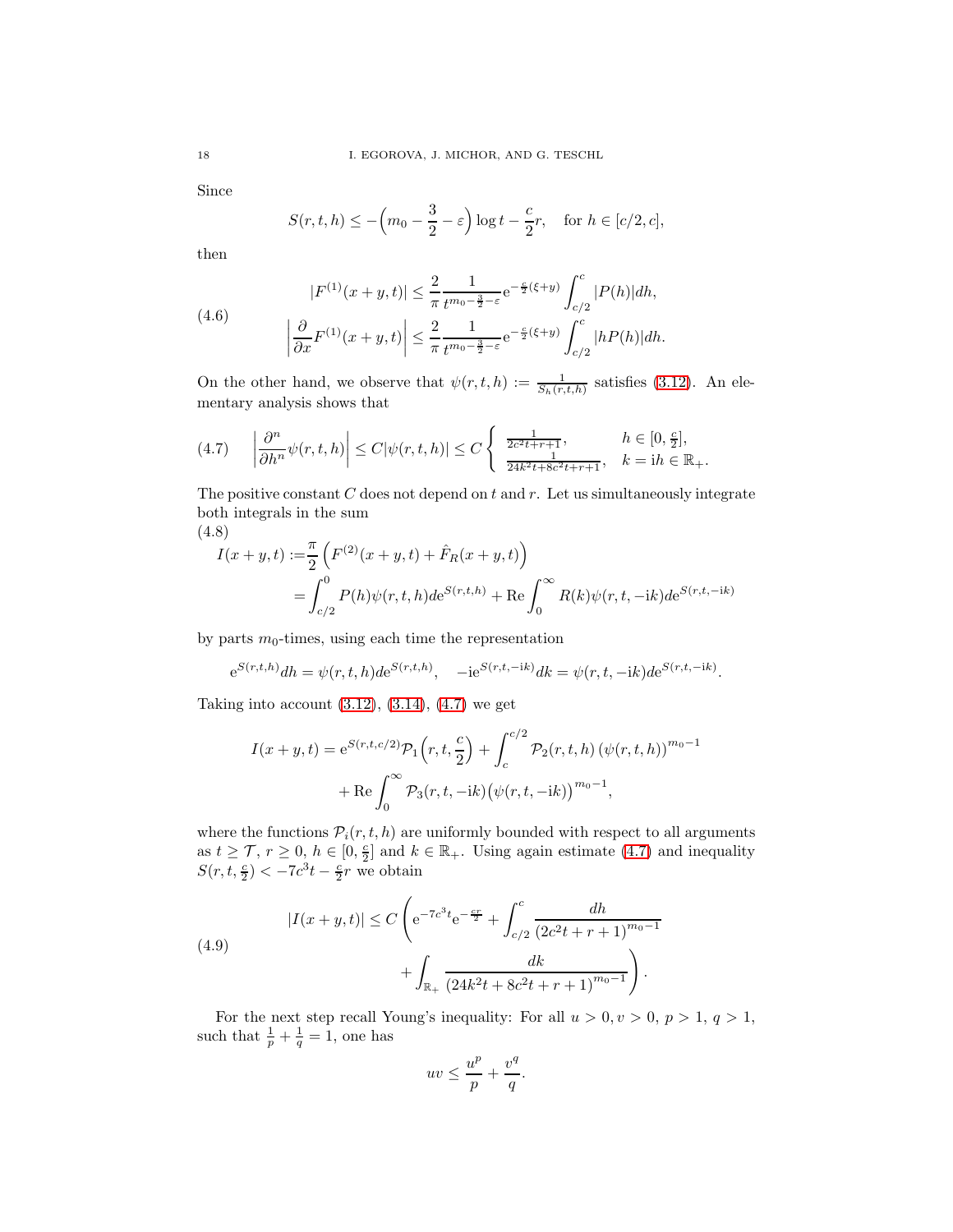Since

$$S(r,t,h) \le -\Big(m_0 - \frac{3}{2} - \varepsilon\Big)\log t - \frac{c}{2} r, \quad \text{for } h \in [c/2, c],$$

then

$$\begin{aligned} |F^{(1)}(x+y,t)| &\le \frac{2}{\pi}\frac{1}{t^{m_0 - \frac{3}{2} - \varepsilon}} \mathrm{e}^{-\frac{c}{2}(\xi + y)} \int_{c/2}^{c} |P(h)| dh, \\ \left|\frac{\partial}{\partial x} F^{(1)}(x+y,t)\right| &\le \frac{2}{\pi}\frac{1}{t^{m_0 - \frac{3}{2} - \varepsilon}} \mathrm{e}^{-\frac{c}{2}(\xi + y)} \int_{c/2}^{c} |hP(h)| dh. \end{aligned} \tag{4.6}$$

On the other hand, we observe that $\psi(r,t,h) := \frac{1}{S_h(r,t,h)}$ satisfies (3.12). An elementary analysis shows that

$$\left|\frac{\partial^n}{\partial h^n}\psi(r,t,h)\right| \le C|\psi(r,t,h)| \le C \begin{cases} \frac{1}{2c^2 t + r + 1}, & h \in [0, \frac{c}{2}], \\ \frac{1}{24k^2 t + 8c^2 t + r + 1}, & k = \mathrm{i}h \in \mathbb{R}_+. \end{cases} \tag{4.7}$$

The positive constant $C$ does not depend on $t$ and $r$. Let us simultaneously integrate both integrals in the sum

$$\begin{aligned} I(x+y,t) :=& \frac{\pi}{2}\Big(F^{(2)}(x+y,t) + \hat{F}_R(x+y,t)\Big) \\ =& \int_{c/2}^{0} P(h)\psi(r,t,h) d\mathrm{e}^{S(r,t,h)} + \mathrm{Re}\int_0^\infty R(k)\psi(r,t,-\mathrm{i}k) d\mathrm{e}^{S(r,t,-\mathrm{i}k)} \end{aligned} \tag{4.8}$$

by parts $m_0$-times, using each time the representation

$$\mathrm{e}^{S(r,t,h)} dh = \psi(r,t,h) d\mathrm{e}^{S(r,t,h)}, \quad -\mathrm{i}\mathrm{e}^{S(r,t,-\mathrm{i}k)} dk = \psi(r,t,-\mathrm{i}k) d\mathrm{e}^{S(r,t,-\mathrm{i}k)}.$$

Taking into account (3.12), (3.14), (4.7) we get

$$\begin{aligned} I(x+y,t) = \mathrm{e}^{S(r,t,c/2)}\mathcal{P}_1\Big(r,t,\frac{c}{2}\Big) &+ \int_c^{c/2} \mathcal{P}_2(r,t,h)\left(\psi(r,t,h)\right)^{m_0 - 1} \\ &+ \mathrm{Re}\int_0^\infty \mathcal{P}_3(r,t,-\mathrm{i}k)\big(\psi(r,t,-\mathrm{i}k)\big)^{m_0-1}, \end{aligned}$$

where the functions $\mathcal{P}_i(r,t,h)$ are uniformly bounded with respect to all arguments as $t \ge \mathcal{T}$, $r \ge 0$, $h \in [0, \frac{c}{2}]$ and $k \in \mathbb{R}_+$. Using again estimate (4.7) and inequality $S(r,t,\frac{c}{2}) < -7c^3 t - \frac{c}{2} r$ we obtain

$$\begin{aligned} |I(x+y,t)| \le C\Bigg(\mathrm{e}^{-7c^3 t}\mathrm{e}^{-\frac{cr}{2}} &+ \int_{c/2}^{c} \frac{dh}{(2c^2 t + r + 1)^{m_0 - 1}} \\ &+ \int_{\mathbb{R}_+} \frac{dk}{(24k^2 t + 8c^2 t + r + 1)^{m_0 - 1}}\Bigg). \end{aligned} \tag{4.9}$$

For the next step recall Young's inequality: For all $u > 0, v > 0$, $p > 1$, $q > 1$, such that $\frac{1}{p} + \frac{1}{q} = 1$, one has

$$uv \le \frac{u^p}{p} + \frac{v^q}{q}.$$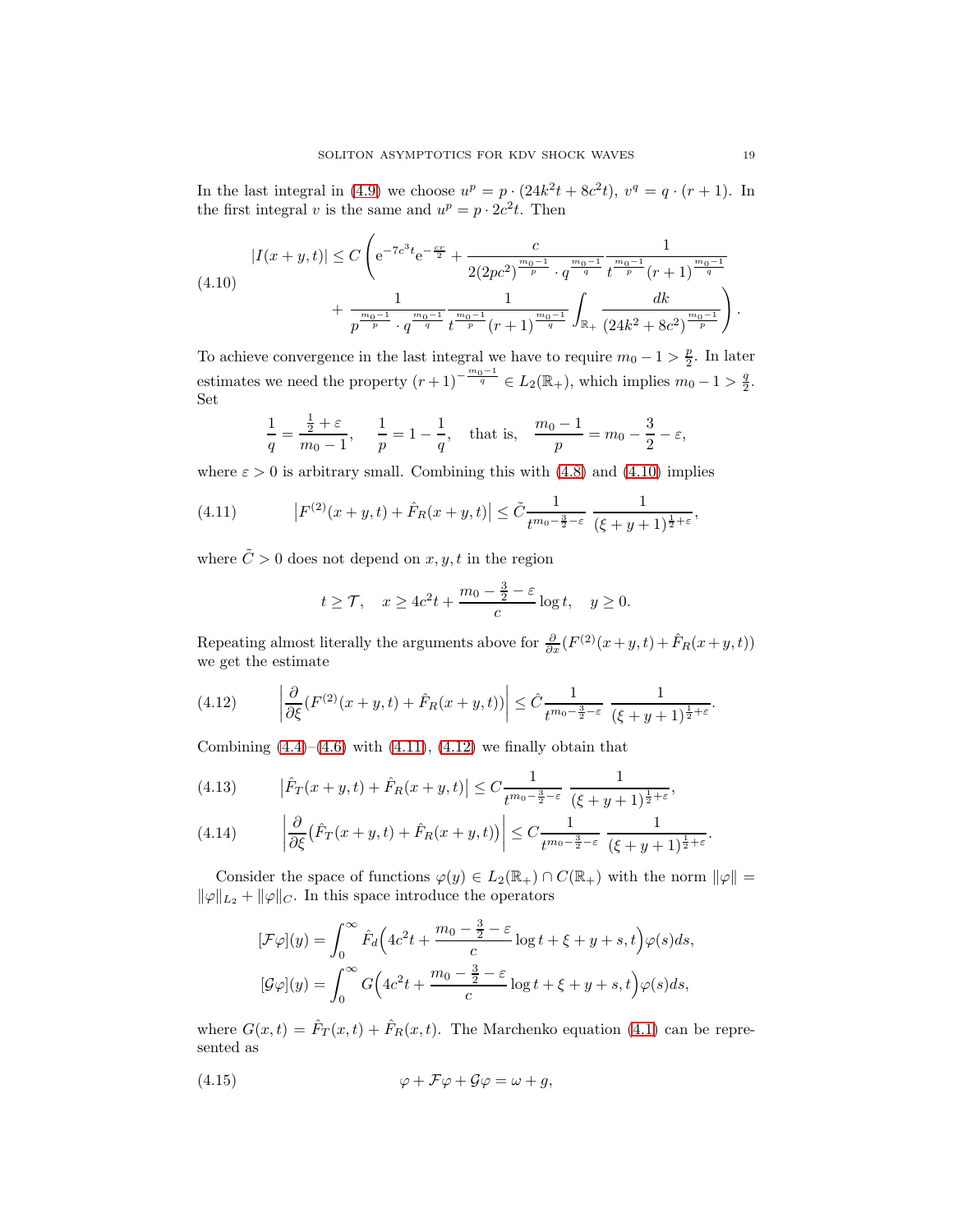In the last integral in (4.9) we choose $u^p = p\cdot(24k^2t+8c^2t)$, $v^q = q\cdot(r+1)$. In the first integral $v$ is the same and $u^p = p\cdot 2c^2 t$. Then

$$
\begin{aligned}
|I(x+y,t)| \le C\Bigg(&\mathrm{e}^{-7c^3t}\mathrm{e}^{-\frac{cr}{2}} + \frac{c}{2(2pc^2)^{\frac{m_0-1}{p}}\cdot q^{\frac{m_0-1}{q}}}\frac{1}{t^{\frac{m_0-1}{p}}(r+1)^{\frac{m_0-1}{q}}}\\
&+\frac{1}{p^{\frac{m_0-1}{p}}\cdot q^{\frac{m_0-1}{q}}}\frac{1}{t^{\frac{m_0-1}{p}}(r+1)^{\frac{m_0-1}{q}}}\int_{\mathbb{R}_+}\frac{dk}{(24k^2+8c^2)^{\frac{m_0-1}{p}}}\Bigg).
\end{aligned}
\tag{4.10}
$$

To achieve convergence in the last integral we have to require $m_0-1>\frac{p}{2}$. In later estimates we need the property $(r+1)^{-\frac{m_0-1}{q}}\in L_2(\mathbb{R}_+)$, which implies $m_0-1>\frac{q}{2}$. Set

$$
\frac{1}{q}=\frac{\frac{1}{2}+\varepsilon}{m_0-1},\quad \frac{1}{p}=1-\frac{1}{q},\quad \text{that is,}\quad \frac{m_0-1}{p}=m_0-\frac{3}{2}-\varepsilon,
$$

where $\varepsilon>0$ is arbitrary small. Combining this with (4.8) and (4.10) implies

$$
\left|F^{(2)}(x+y,t)+\hat F_R(x+y,t)\right| \le \tilde C\frac{1}{t^{m_0-\frac{3}{2}-\varepsilon}}\ \frac{1}{(\xi+y+1)^{\frac{1}{2}+\varepsilon}}, \tag{4.11}
$$

where $\tilde C>0$ does not depend on $x,y,t$ in the region

$$
t\ge\mathcal{T},\quad x\ge 4c^2t+\frac{m_0-\frac{3}{2}-\varepsilon}{c}\log t,\quad y\ge 0.
$$

Repeating almost literally the arguments above for $\frac{\partial}{\partial x}(F^{(2)}(x+y,t)+\hat F_R(x+y,t))$ we get the estimate

$$
\left|\frac{\partial}{\partial\xi}(F^{(2)}(x+y,t)+\hat F_R(x+y,t))\right| \le \hat C\frac{1}{t^{m_0-\frac{3}{2}-\varepsilon}}\ \frac{1}{(\xi+y+1)^{\frac{1}{2}+\varepsilon}}. \tag{4.12}
$$

Combining (4.4)–(4.6) with (4.11), (4.12) we finally obtain that

$$
\left|\hat F_T(x+y,t)+\hat F_R(x+y,t)\right| \le C\frac{1}{t^{m_0-\frac{3}{2}-\varepsilon}}\ \frac{1}{(\xi+y+1)^{\frac{1}{2}+\varepsilon}}, \tag{4.13}
$$

$$
\left|\frac{\partial}{\partial\xi}\big(\hat F_T(x+y,t)+\hat F_R(x+y,t)\big)\right| \le C\frac{1}{t^{m_0-\frac{3}{2}-\varepsilon}}\ \frac{1}{(\xi+y+1)^{\frac{1}{2}+\varepsilon}}. \tag{4.14}
$$

Consider the space of functions $\varphi(y)\in L_2(\mathbb{R}_+)\cap C(\mathbb{R}_+)$ with the norm $\|\varphi\| = \|\varphi\|_{L_2}+\|\varphi\|_C$. In this space introduce the operators

$$
\begin{aligned}
[\mathcal{F}\varphi](y) &= \int_0^\infty \hat F_d\Big(4c^2t+\frac{m_0-\frac{3}{2}-\varepsilon}{c}\log t+\xi+y+s,t\Big)\varphi(s)ds,\\
[\mathcal{G}\varphi](y) &= \int_0^\infty G\Big(4c^2t+\frac{m_0-\frac{3}{2}-\varepsilon}{c}\log t+\xi+y+s,t\Big)\varphi(s)ds,
\end{aligned}
$$

where $G(x,t)=\hat F_T(x,t)+\hat F_R(x,t)$. The Marchenko equation (4.1) can be represented as

$$
\varphi+\mathcal{F}\varphi+\mathcal{G}\varphi=\omega+g, \tag{4.15}
$$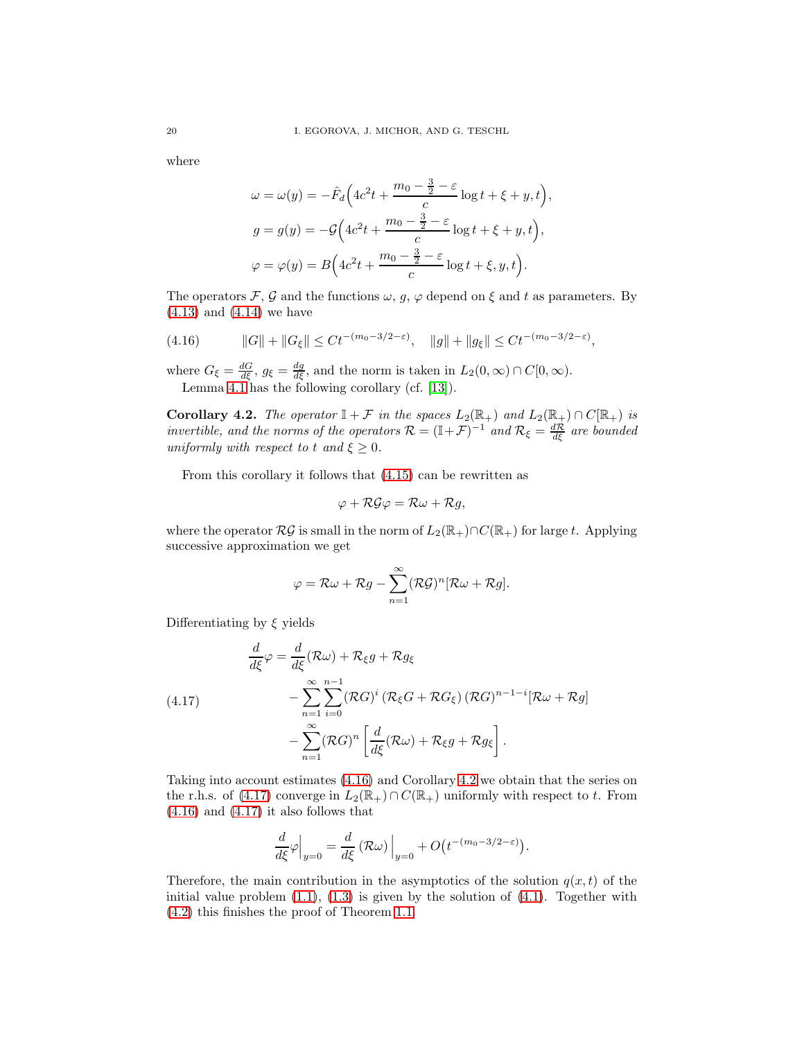where

$$\omega = \omega(y) = -\hat{F}_d\Big(4c^2 t + \frac{m_0 - \frac{3}{2} - \varepsilon}{c}\log t + \xi + y, t\Big),$$

$$g = g(y) = -\mathcal{G}\Big(4c^2 t + \frac{m_0 - \frac{3}{2} - \varepsilon}{c}\log t + \xi + y, t\Big),$$

$$\varphi = \varphi(y) = B\Big(4c^2 t + \frac{m_0 - \frac{3}{2} - \varepsilon}{c}\log t + \xi, y, t\Big).$$

The operators $\mathcal{F}$, $\mathcal{G}$ and the functions $\omega$, $g$, $\varphi$ depend on $\xi$ and $t$ as parameters. By (4.13) and (4.14) we have

$$\|G\| + \|G_\xi\| \le C t^{-(m_0 - 3/2 - \varepsilon)}, \quad \|g\| + \|g_\xi\| \le C t^{-(m_0 - 3/2 - \varepsilon)}, \tag{4.16}$$

where $G_\xi = \frac{dG}{d\xi}$, $g_\xi = \frac{dg}{d\xi}$, and the norm is taken in $L_2(0,\infty) \cap C[0,\infty)$.

Lemma 4.1 has the following corollary (cf. [13]).

**Corollary 4.2.** *The operator $\mathbb{I} + \mathcal{F}$ in the spaces $L_2(\mathbb{R}_+)$ and $L_2(\mathbb{R}_+) \cap C[\mathbb{R}_+)$ is invertible, and the norms of the operators $\mathcal{R} = (\mathbb{I} + \mathcal{F})^{-1}$ and $\mathcal{R}_\xi = \frac{d\mathcal{R}}{d\xi}$ are bounded uniformly with respect to $t$ and $\xi \ge 0$.*

From this corollary it follows that (4.15) can be rewritten as

$$\varphi + \mathcal{R}\mathcal{G}\varphi = \mathcal{R}\omega + \mathcal{R}g,$$

where the operator $\mathcal{R}\mathcal{G}$ is small in the norm of $L_2(\mathbb{R}_+) \cap C(\mathbb{R}_+)$ for large $t$. Applying successive approximation we get

$$\varphi = \mathcal{R}\omega + \mathcal{R}g - \sum_{n=1}^{\infty} (\mathcal{R}\mathcal{G})^n [\mathcal{R}\omega + \mathcal{R}g].$$

Differentiating by $\xi$ yields

$$\begin{aligned}
\frac{d}{d\xi}\varphi = {} & \frac{d}{d\xi}(\mathcal{R}\omega) + \mathcal{R}_\xi g + \mathcal{R} g_\xi \\
& - \sum_{n=1}^{\infty} \sum_{i=0}^{n-1} (\mathcal{R}G)^i \left(\mathcal{R}_\xi G + \mathcal{R} G_\xi\right) (\mathcal{R}G)^{n-1-i} [\mathcal{R}\omega + \mathcal{R}g] \\
& - \sum_{n=1}^{\infty} (\mathcal{R}G)^n \left[\frac{d}{d\xi}(\mathcal{R}\omega) + \mathcal{R}_\xi g + \mathcal{R} g_\xi\right].
\end{aligned} \tag{4.17}$$

Taking into account estimates (4.16) and Corollary 4.2 we obtain that the series on the r.h.s. of (4.17) converge in $L_2(\mathbb{R}_+) \cap C(\mathbb{R}_+)$ uniformly with respect to $t$. From (4.16) and (4.17) it also follows that

$$\frac{d}{d\xi}\varphi\Big|_{y=0} = \frac{d}{d\xi}\left(\mathcal{R}\omega\right)\Big|_{y=0} + O\big(t^{-(m_0 - 3/2 - \varepsilon)}\big).$$

Therefore, the main contribution in the asymptotics of the solution $q(x,t)$ of the initial value problem (1.1), (1.3) is given by the solution of (4.1). Together with (4.2) this finishes the proof of Theorem 1.1.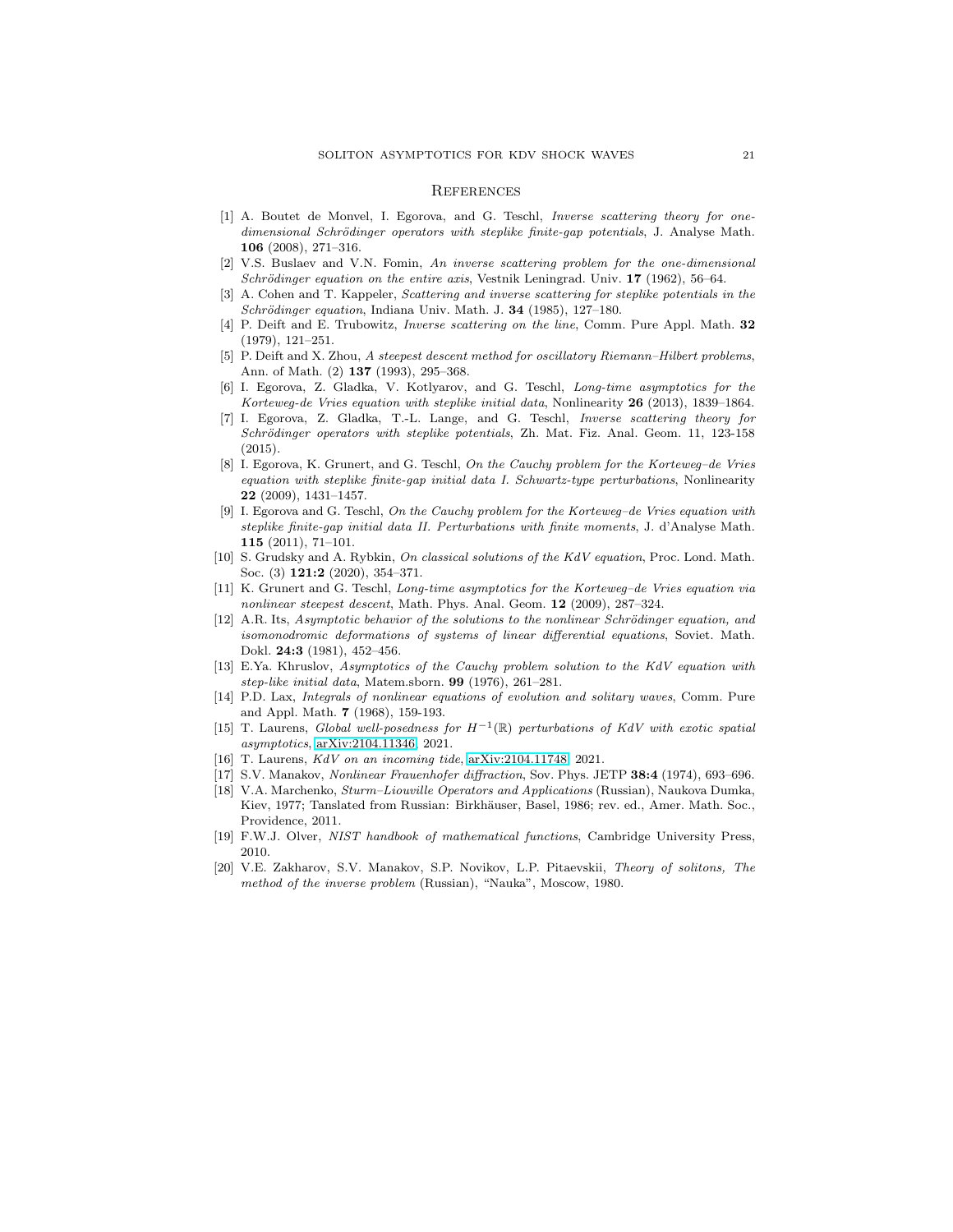## References

[1] A. Boutet de Monvel, I. Egorova, and G. Teschl, *Inverse scattering theory for one-dimensional Schrödinger operators with steplike finite-gap potentials*, J. Analyse Math. **106** (2008), 271–316.

[2] V.S. Buslaev and V.N. Fomin, *An inverse scattering problem for the one-dimensional Schrödinger equation on the entire axis*, Vestnik Leningrad. Univ. **17** (1962), 56–64.

[3] A. Cohen and T. Kappeler, *Scattering and inverse scattering for steplike potentials in the Schrödinger equation*, Indiana Univ. Math. J. **34** (1985), 127–180.

[4] P. Deift and E. Trubowitz, *Inverse scattering on the line*, Comm. Pure Appl. Math. **32** (1979), 121–251.

[5] P. Deift and X. Zhou, *A steepest descent method for oscillatory Riemann–Hilbert problems*, Ann. of Math. (2) **137** (1993), 295–368.

[6] I. Egorova, Z. Gladka, V. Kotlyarov, and G. Teschl, *Long-time asymptotics for the Korteweg-de Vries equation with steplike initial data*, Nonlinearity **26** (2013), 1839–1864.

[7] I. Egorova, Z. Gladka, T.-L. Lange, and G. Teschl, *Inverse scattering theory for Schrödinger operators with steplike potentials*, Zh. Mat. Fiz. Anal. Geom. 11, 123-158 (2015).

[8] I. Egorova, K. Grunert, and G. Teschl, *On the Cauchy problem for the Korteweg–de Vries equation with steplike finite-gap initial data I. Schwartz-type perturbations*, Nonlinearity **22** (2009), 1431–1457.

[9] I. Egorova and G. Teschl, *On the Cauchy problem for the Korteweg–de Vries equation with steplike finite-gap initial data II. Perturbations with finite moments*, J. d'Analyse Math. **115** (2011), 71–101.

[10] S. Grudsky and A. Rybkin, *On classical solutions of the KdV equation*, Proc. Lond. Math. Soc. (3) **121:2** (2020), 354–371.

[11] K. Grunert and G. Teschl, *Long-time asymptotics for the Korteweg–de Vries equation via nonlinear steepest descent*, Math. Phys. Anal. Geom. **12** (2009), 287–324.

[12] A.R. Its, *Asymptotic behavior of the solutions to the nonlinear Schrödinger equation, and isomonodromic deformations of systems of linear differential equations*, Soviet. Math. Dokl. **24:3** (1981), 452–456.

[13] E.Ya. Khruslov, *Asymptotics of the Cauchy problem solution to the KdV equation with step-like initial data*, Matem.sborn. **99** (1976), 261–281.

[14] P.D. Lax, *Integrals of nonlinear equations of evolution and solitary waves*, Comm. Pure and Appl. Math. **7** (1968), 159-193.

[15] T. Laurens, *Global well-posedness for $H^{-1}(\mathbb{R})$ perturbations of KdV with exotic spatial asymptotics*, arXiv:2104.11346, 2021.

[16] T. Laurens, *KdV on an incoming tide*, arXiv:2104.11748, 2021.

[17] S.V. Manakov, *Nonlinear Frauenhofer diffraction*, Sov. Phys. JETP **38:4** (1974), 693–696.

[18] V.A. Marchenko, *Sturm–Liouville Operators and Applications* (Russian), Naukova Dumka, Kiev, 1977; Tanslated from Russian: Birkhäuser, Basel, 1986; rev. ed., Amer. Math. Soc., Providence, 2011.

[19] F.W.J. Olver, *NIST handbook of mathematical functions*, Cambridge University Press, 2010.

[20] V.E. Zakharov, S.V. Manakov, S.P. Novikov, L.P. Pitaevskii, *Theory of solitons, The method of the inverse problem* (Russian), "Nauka", Moscow, 1980.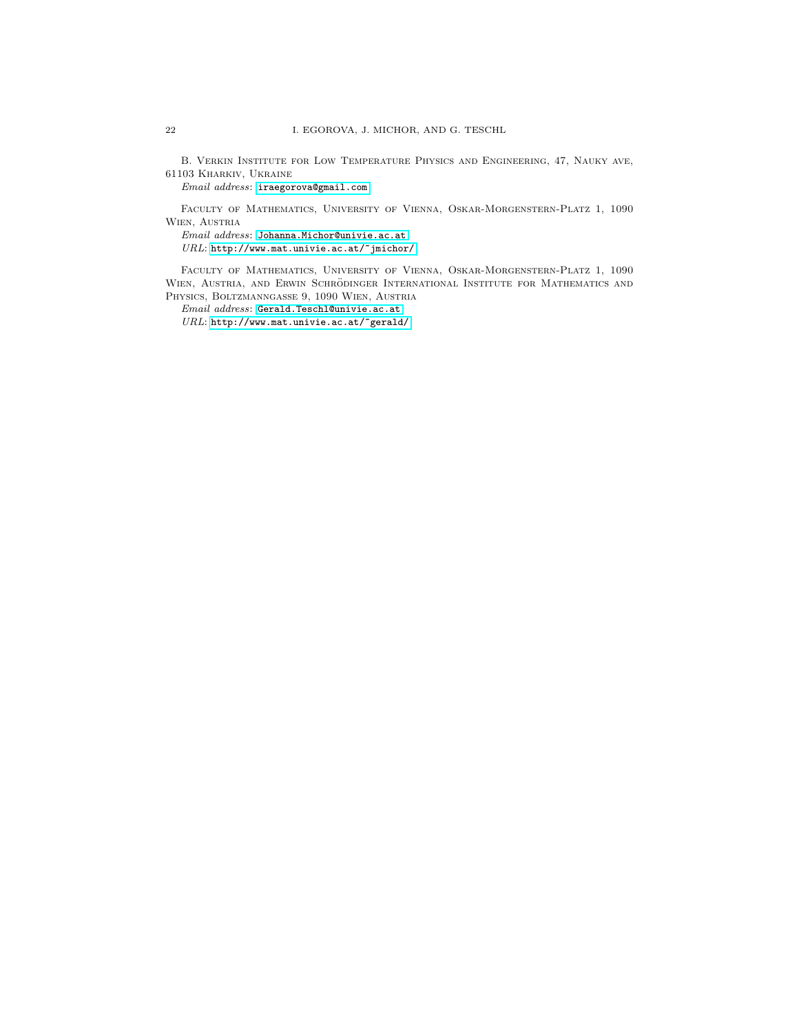B. Verkin Institute for Low Temperature Physics and Engineering, 47, Nauky ave, 61103 Kharkiv, Ukraine

*Email address*: iraegorova@gmail.com

Faculty of Mathematics, University of Vienna, Oskar-Morgenstern-Platz 1, 1090 Wien, Austria

*Email address*: Johanna.Michor@univie.ac.at

*URL*: http://www.mat.univie.ac.at/~jmichor/

Faculty of Mathematics, University of Vienna, Oskar-Morgenstern-Platz 1, 1090 Wien, Austria, and Erwin Schrödinger International Institute for Mathematics and Physics, Boltzmanngasse 9, 1090 Wien, Austria

*Email address*: Gerald.Teschl@univie.ac.at

*URL*: http://www.mat.univie.ac.at/~gerald/